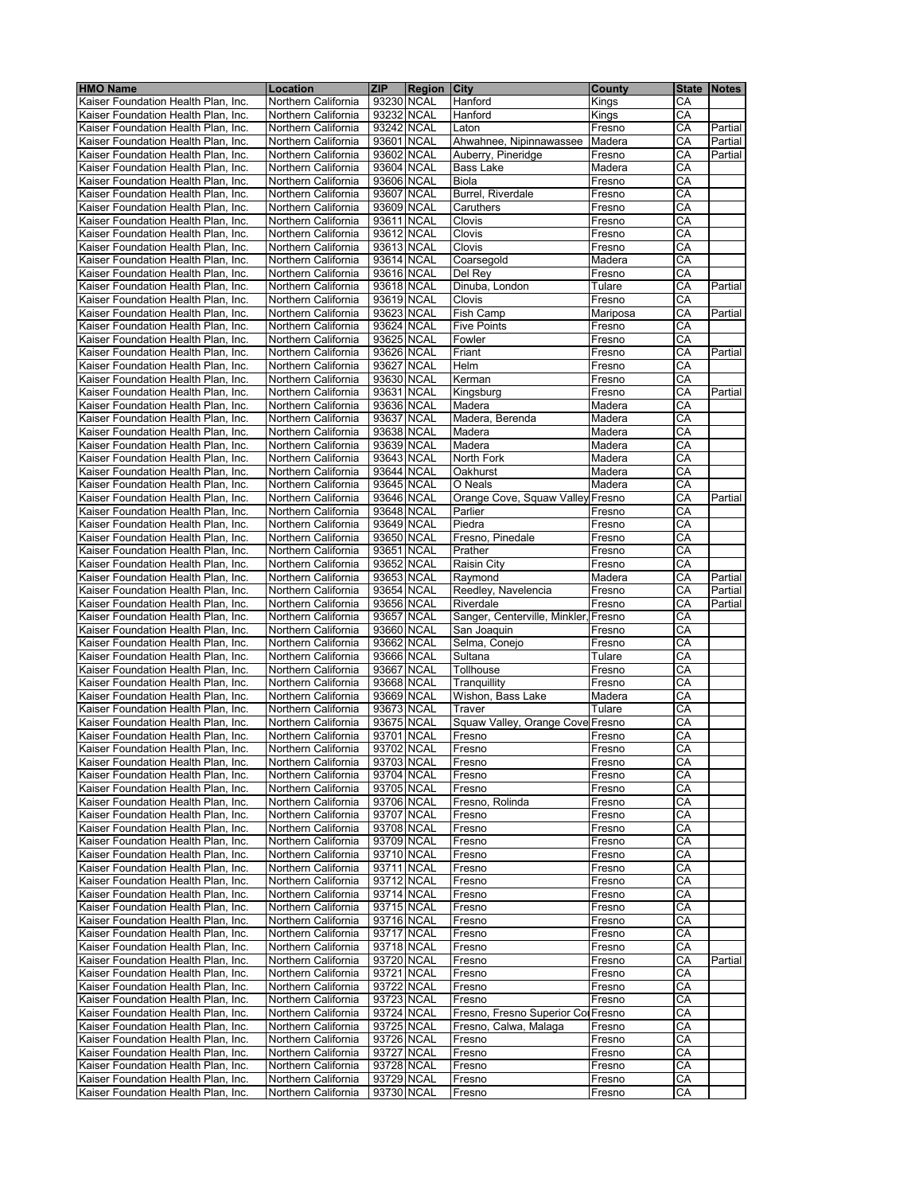| HMO Name | Location | ZIP | Region | City | County | State | Notes |
|---|---|---|---|---|---|---|---|
| Kaiser Foundation Health Plan, Inc. | Northern California | 93230 | NCAL | Hanford | Kings | CA | |
| Kaiser Foundation Health Plan, Inc. | Northern California | 93232 | NCAL | Hanford | Kings | CA | |
| Kaiser Foundation Health Plan, Inc. | Northern California | 93242 | NCAL | Laton | Fresno | CA | Partial |
| Kaiser Foundation Health Plan, Inc. | Northern California | 93601 | NCAL | Ahwahnee, Nipinnawassee | Madera | CA | Partial |
| Kaiser Foundation Health Plan, Inc. | Northern California | 93602 | NCAL | Auberry, Pineridge | Fresno | CA | Partial |
| Kaiser Foundation Health Plan, Inc. | Northern California | 93604 | NCAL | Bass Lake | Madera | CA | |
| Kaiser Foundation Health Plan, Inc. | Northern California | 93606 | NCAL | Biola | Fresno | CA | |
| Kaiser Foundation Health Plan, Inc. | Northern California | 93607 | NCAL | Burrel, Riverdale | Fresno | CA | |
| Kaiser Foundation Health Plan, Inc. | Northern California | 93609 | NCAL | Caruthers | Fresno | CA | |
| Kaiser Foundation Health Plan, Inc. | Northern California | 93611 | NCAL | Clovis | Fresno | CA | |
| Kaiser Foundation Health Plan, Inc. | Northern California | 93612 | NCAL | Clovis | Fresno | CA | |
| Kaiser Foundation Health Plan, Inc. | Northern California | 93613 | NCAL | Clovis | Fresno | CA | |
| Kaiser Foundation Health Plan, Inc. | Northern California | 93614 | NCAL | Coarsegold | Madera | CA | |
| Kaiser Foundation Health Plan, Inc. | Northern California | 93616 | NCAL | Del Rey | Fresno | CA | |
| Kaiser Foundation Health Plan, Inc. | Northern California | 93618 | NCAL | Dinuba, London | Tulare | CA | Partial |
| Kaiser Foundation Health Plan, Inc. | Northern California | 93619 | NCAL | Clovis | Fresno | CA | |
| Kaiser Foundation Health Plan, Inc. | Northern California | 93623 | NCAL | Fish Camp | Mariposa | CA | Partial |
| Kaiser Foundation Health Plan, Inc. | Northern California | 93624 | NCAL | Five Points | Fresno | CA | |
| Kaiser Foundation Health Plan, Inc. | Northern California | 93625 | NCAL | Fowler | Fresno | CA | |
| Kaiser Foundation Health Plan, Inc. | Northern California | 93626 | NCAL | Friant | Fresno | CA | Partial |
| Kaiser Foundation Health Plan, Inc. | Northern California | 93627 | NCAL | Helm | Fresno | CA | |
| Kaiser Foundation Health Plan, Inc. | Northern California | 93630 | NCAL | Kerman | Fresno | CA | |
| Kaiser Foundation Health Plan, Inc. | Northern California | 93631 | NCAL | Kingsburg | Fresno | CA | Partial |
| Kaiser Foundation Health Plan, Inc. | Northern California | 93636 | NCAL | Madera | Madera | CA | |
| Kaiser Foundation Health Plan, Inc. | Northern California | 93637 | NCAL | Madera, Berenda | Madera | CA | |
| Kaiser Foundation Health Plan, Inc. | Northern California | 93638 | NCAL | Madera | Madera | CA | |
| Kaiser Foundation Health Plan, Inc. | Northern California | 93639 | NCAL | Madera | Madera | CA | |
| Kaiser Foundation Health Plan, Inc. | Northern California | 93643 | NCAL | North Fork | Madera | CA | |
| Kaiser Foundation Health Plan, Inc. | Northern California | 93644 | NCAL | Oakhurst | Madera | CA | |
| Kaiser Foundation Health Plan, Inc. | Northern California | 93645 | NCAL | O Neals | Madera | CA | |
| Kaiser Foundation Health Plan, Inc. | Northern California | 93646 | NCAL | Orange Cove, Squaw Valley | Fresno | CA | Partial |
| Kaiser Foundation Health Plan, Inc. | Northern California | 93648 | NCAL | Parlier | Fresno | CA | |
| Kaiser Foundation Health Plan, Inc. | Northern California | 93649 | NCAL | Piedra | Fresno | CA | |
| Kaiser Foundation Health Plan, Inc. | Northern California | 93650 | NCAL | Fresno, Pinedale | Fresno | CA | |
| Kaiser Foundation Health Plan, Inc. | Northern California | 93651 | NCAL | Prather | Fresno | CA | |
| Kaiser Foundation Health Plan, Inc. | Northern California | 93652 | NCAL | Raisin City | Fresno | CA | |
| Kaiser Foundation Health Plan, Inc. | Northern California | 93653 | NCAL | Raymond | Madera | CA | Partial |
| Kaiser Foundation Health Plan, Inc. | Northern California | 93654 | NCAL | Reedley, Navelencia | Fresno | CA | Partial |
| Kaiser Foundation Health Plan, Inc. | Northern California | 93656 | NCAL | Riverdale | Fresno | CA | Partial |
| Kaiser Foundation Health Plan, Inc. | Northern California | 93657 | NCAL | Sanger, Centerville, Minkler, | Fresno | CA | |
| Kaiser Foundation Health Plan, Inc. | Northern California | 93660 | NCAL | San Joaquin | Fresno | CA | |
| Kaiser Foundation Health Plan, Inc. | Northern California | 93662 | NCAL | Selma, Conejo | Fresno | CA | |
| Kaiser Foundation Health Plan, Inc. | Northern California | 93666 | NCAL | Sultana | Tulare | CA | |
| Kaiser Foundation Health Plan, Inc. | Northern California | 93667 | NCAL | Tollhouse | Fresno | CA | |
| Kaiser Foundation Health Plan, Inc. | Northern California | 93668 | NCAL | Tranquillity | Fresno | CA | |
| Kaiser Foundation Health Plan, Inc. | Northern California | 93669 | NCAL | Wishon, Bass Lake | Madera | CA | |
| Kaiser Foundation Health Plan, Inc. | Northern California | 93673 | NCAL | Traver | Tulare | CA | |
| Kaiser Foundation Health Plan, Inc. | Northern California | 93675 | NCAL | Squaw Valley, Orange Cove | Fresno | CA | |
| Kaiser Foundation Health Plan, Inc. | Northern California | 93701 | NCAL | Fresno | Fresno | CA | |
| Kaiser Foundation Health Plan, Inc. | Northern California | 93702 | NCAL | Fresno | Fresno | CA | |
| Kaiser Foundation Health Plan, Inc. | Northern California | 93703 | NCAL | Fresno | Fresno | CA | |
| Kaiser Foundation Health Plan, Inc. | Northern California | 93704 | NCAL | Fresno | Fresno | CA | |
| Kaiser Foundation Health Plan, Inc. | Northern California | 93705 | NCAL | Fresno | Fresno | CA | |
| Kaiser Foundation Health Plan, Inc. | Northern California | 93706 | NCAL | Fresno, Rolinda | Fresno | CA | |
| Kaiser Foundation Health Plan, Inc. | Northern California | 93707 | NCAL | Fresno | Fresno | CA | |
| Kaiser Foundation Health Plan, Inc. | Northern California | 93708 | NCAL | Fresno | Fresno | CA | |
| Kaiser Foundation Health Plan, Inc. | Northern California | 93709 | NCAL | Fresno | Fresno | CA | |
| Kaiser Foundation Health Plan, Inc. | Northern California | 93710 | NCAL | Fresno | Fresno | CA | |
| Kaiser Foundation Health Plan, Inc. | Northern California | 93711 | NCAL | Fresno | Fresno | CA | |
| Kaiser Foundation Health Plan, Inc. | Northern California | 93712 | NCAL | Fresno | Fresno | CA | |
| Kaiser Foundation Health Plan, Inc. | Northern California | 93714 | NCAL | Fresno | Fresno | CA | |
| Kaiser Foundation Health Plan, Inc. | Northern California | 93715 | NCAL | Fresno | Fresno | CA | |
| Kaiser Foundation Health Plan, Inc. | Northern California | 93716 | NCAL | Fresno | Fresno | CA | |
| Kaiser Foundation Health Plan, Inc. | Northern California | 93717 | NCAL | Fresno | Fresno | CA | |
| Kaiser Foundation Health Plan, Inc. | Northern California | 93718 | NCAL | Fresno | Fresno | CA | |
| Kaiser Foundation Health Plan, Inc. | Northern California | 93720 | NCAL | Fresno | Fresno | CA | Partial |
| Kaiser Foundation Health Plan, Inc. | Northern California | 93721 | NCAL | Fresno | Fresno | CA | |
| Kaiser Foundation Health Plan, Inc. | Northern California | 93722 | NCAL | Fresno | Fresno | CA | |
| Kaiser Foundation Health Plan, Inc. | Northern California | 93723 | NCAL | Fresno | Fresno | CA | |
| Kaiser Foundation Health Plan, Inc. | Northern California | 93724 | NCAL | Fresno, Fresno Superior Co | Fresno | CA | |
| Kaiser Foundation Health Plan, Inc. | Northern California | 93725 | NCAL | Fresno, Calwa, Malaga | Fresno | CA | |
| Kaiser Foundation Health Plan, Inc. | Northern California | 93726 | NCAL | Fresno | Fresno | CA | |
| Kaiser Foundation Health Plan, Inc. | Northern California | 93727 | NCAL | Fresno | Fresno | CA | |
| Kaiser Foundation Health Plan, Inc. | Northern California | 93728 | NCAL | Fresno | Fresno | CA | |
| Kaiser Foundation Health Plan, Inc. | Northern California | 93729 | NCAL | Fresno | Fresno | CA | |
| Kaiser Foundation Health Plan, Inc. | Northern California | 93730 | NCAL | Fresno | Fresno | CA | |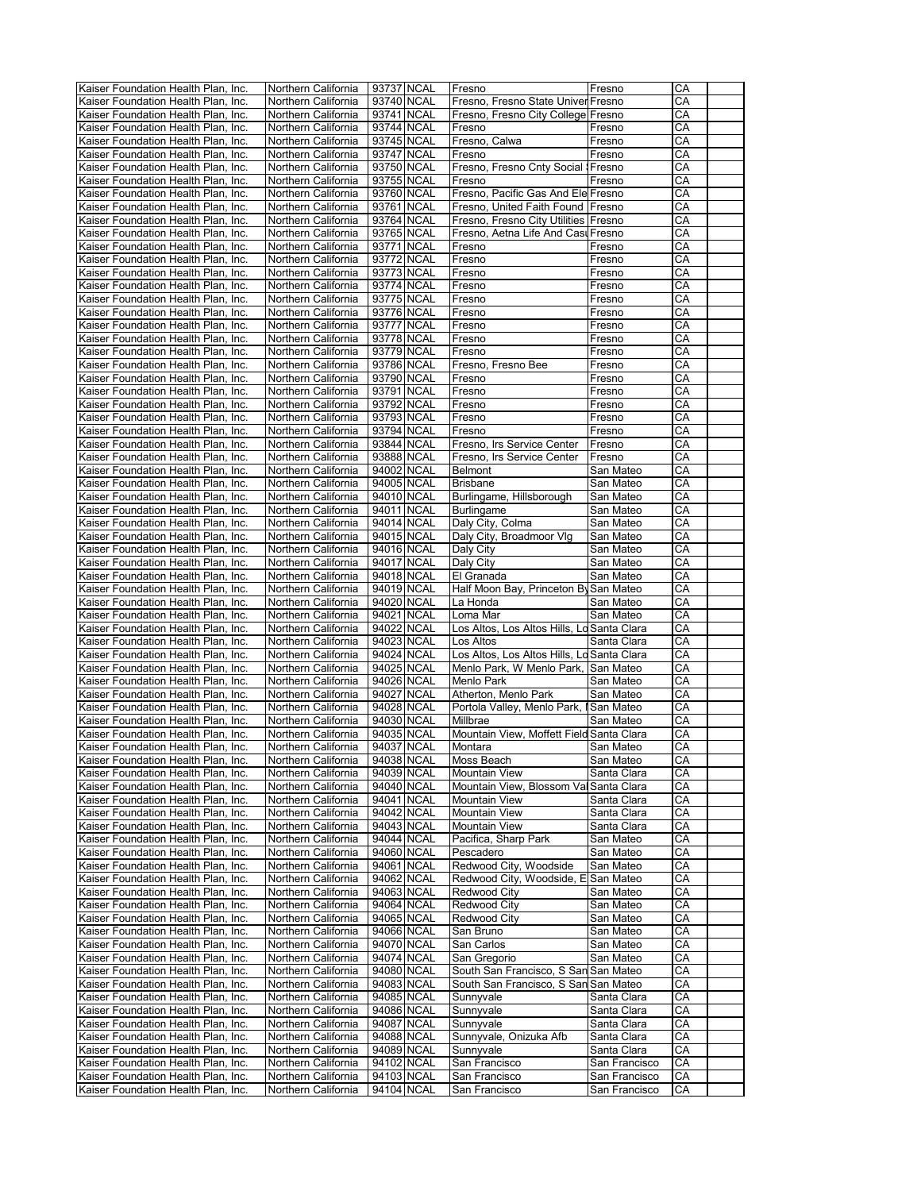| | | | | | | | |
|---|---|---|---|---|---|---|---|
| Kaiser Foundation Health Plan, Inc. | Northern California | 93737 | NCAL | Fresno | Fresno | CA | |
| Kaiser Foundation Health Plan, Inc. | Northern California | 93740 | NCAL | Fresno, Fresno State Univer | Fresno | CA | |
| Kaiser Foundation Health Plan, Inc. | Northern California | 93741 | NCAL | Fresno, Fresno City College | Fresno | CA | |
| Kaiser Foundation Health Plan, Inc. | Northern California | 93744 | NCAL | Fresno | Fresno | CA | |
| Kaiser Foundation Health Plan, Inc. | Northern California | 93745 | NCAL | Fresno, Calwa | Fresno | CA | |
| Kaiser Foundation Health Plan, Inc. | Northern California | 93747 | NCAL | Fresno | Fresno | CA | |
| Kaiser Foundation Health Plan, Inc. | Northern California | 93750 | NCAL | Fresno, Fresno Cnty Social S | Fresno | CA | |
| Kaiser Foundation Health Plan, Inc. | Northern California | 93755 | NCAL | Fresno | Fresno | CA | |
| Kaiser Foundation Health Plan, Inc. | Northern California | 93760 | NCAL | Fresno, Pacific Gas And Ele | Fresno | CA | |
| Kaiser Foundation Health Plan, Inc. | Northern California | 93761 | NCAL | Fresno, United Faith Found | Fresno | CA | |
| Kaiser Foundation Health Plan, Inc. | Northern California | 93764 | NCAL | Fresno, Fresno City Utilities | Fresno | CA | |
| Kaiser Foundation Health Plan, Inc. | Northern California | 93765 | NCAL | Fresno, Aetna Life And Casu | Fresno | CA | |
| Kaiser Foundation Health Plan, Inc. | Northern California | 93771 | NCAL | Fresno | Fresno | CA | |
| Kaiser Foundation Health Plan, Inc. | Northern California | 93772 | NCAL | Fresno | Fresno | CA | |
| Kaiser Foundation Health Plan, Inc. | Northern California | 93773 | NCAL | Fresno | Fresno | CA | |
| Kaiser Foundation Health Plan, Inc. | Northern California | 93774 | NCAL | Fresno | Fresno | CA | |
| Kaiser Foundation Health Plan, Inc. | Northern California | 93775 | NCAL | Fresno | Fresno | CA | |
| Kaiser Foundation Health Plan, Inc. | Northern California | 93776 | NCAL | Fresno | Fresno | CA | |
| Kaiser Foundation Health Plan, Inc. | Northern California | 93777 | NCAL | Fresno | Fresno | CA | |
| Kaiser Foundation Health Plan, Inc. | Northern California | 93778 | NCAL | Fresno | Fresno | CA | |
| Kaiser Foundation Health Plan, Inc. | Northern California | 93779 | NCAL | Fresno | Fresno | CA | |
| Kaiser Foundation Health Plan, Inc. | Northern California | 93786 | NCAL | Fresno, Fresno Bee | Fresno | CA | |
| Kaiser Foundation Health Plan, Inc. | Northern California | 93790 | NCAL | Fresno | Fresno | CA | |
| Kaiser Foundation Health Plan, Inc. | Northern California | 93791 | NCAL | Fresno | Fresno | CA | |
| Kaiser Foundation Health Plan, Inc. | Northern California | 93792 | NCAL | Fresno | Fresno | CA | |
| Kaiser Foundation Health Plan, Inc. | Northern California | 93793 | NCAL | Fresno | Fresno | CA | |
| Kaiser Foundation Health Plan, Inc. | Northern California | 93794 | NCAL | Fresno | Fresno | CA | |
| Kaiser Foundation Health Plan, Inc. | Northern California | 93844 | NCAL | Fresno, Irs Service Center | Fresno | CA | |
| Kaiser Foundation Health Plan, Inc. | Northern California | 93888 | NCAL | Fresno, Irs Service Center | Fresno | CA | |
| Kaiser Foundation Health Plan, Inc. | Northern California | 94002 | NCAL | Belmont | San Mateo | CA | |
| Kaiser Foundation Health Plan, Inc. | Northern California | 94005 | NCAL | Brisbane | San Mateo | CA | |
| Kaiser Foundation Health Plan, Inc. | Northern California | 94010 | NCAL | Burlingame, Hillsborough | San Mateo | CA | |
| Kaiser Foundation Health Plan, Inc. | Northern California | 94011 | NCAL | Burlingame | San Mateo | CA | |
| Kaiser Foundation Health Plan, Inc. | Northern California | 94014 | NCAL | Daly City, Colma | San Mateo | CA | |
| Kaiser Foundation Health Plan, Inc. | Northern California | 94015 | NCAL | Daly City, Broadmoor Vlg | San Mateo | CA | |
| Kaiser Foundation Health Plan, Inc. | Northern California | 94016 | NCAL | Daly City | San Mateo | CA | |
| Kaiser Foundation Health Plan, Inc. | Northern California | 94017 | NCAL | Daly City | San Mateo | CA | |
| Kaiser Foundation Health Plan, Inc. | Northern California | 94018 | NCAL | El Granada | San Mateo | CA | |
| Kaiser Foundation Health Plan, Inc. | Northern California | 94019 | NCAL | Half Moon Bay, Princeton By | San Mateo | CA | |
| Kaiser Foundation Health Plan, Inc. | Northern California | 94020 | NCAL | La Honda | San Mateo | CA | |
| Kaiser Foundation Health Plan, Inc. | Northern California | 94021 | NCAL | Loma Mar | San Mateo | CA | |
| Kaiser Foundation Health Plan, Inc. | Northern California | 94022 | NCAL | Los Altos, Los Altos Hills, Lo | Santa Clara | CA | |
| Kaiser Foundation Health Plan, Inc. | Northern California | 94023 | NCAL | Los Altos | Santa Clara | CA | |
| Kaiser Foundation Health Plan, Inc. | Northern California | 94024 | NCAL | Los Altos, Los Altos Hills, Lo | Santa Clara | CA | |
| Kaiser Foundation Health Plan, Inc. | Northern California | 94025 | NCAL | Menlo Park, W Menlo Park, | San Mateo | CA | |
| Kaiser Foundation Health Plan, Inc. | Northern California | 94026 | NCAL | Menlo Park | San Mateo | CA | |
| Kaiser Foundation Health Plan, Inc. | Northern California | 94027 | NCAL | Atherton, Menlo Park | San Mateo | CA | |
| Kaiser Foundation Health Plan, Inc. | Northern California | 94028 | NCAL | Portola Valley, Menlo Park, I | San Mateo | CA | |
| Kaiser Foundation Health Plan, Inc. | Northern California | 94030 | NCAL | Millbrae | San Mateo | CA | |
| Kaiser Foundation Health Plan, Inc. | Northern California | 94035 | NCAL | Mountain View, Moffett Field | Santa Clara | CA | |
| Kaiser Foundation Health Plan, Inc. | Northern California | 94037 | NCAL | Montara | San Mateo | CA | |
| Kaiser Foundation Health Plan, Inc. | Northern California | 94038 | NCAL | Moss Beach | San Mateo | CA | |
| Kaiser Foundation Health Plan, Inc. | Northern California | 94039 | NCAL | Mountain View | Santa Clara | CA | |
| Kaiser Foundation Health Plan, Inc. | Northern California | 94040 | NCAL | Mountain View, Blossom Val | Santa Clara | CA | |
| Kaiser Foundation Health Plan, Inc. | Northern California | 94041 | NCAL | Mountain View | Santa Clara | CA | |
| Kaiser Foundation Health Plan, Inc. | Northern California | 94042 | NCAL | Mountain View | Santa Clara | CA | |
| Kaiser Foundation Health Plan, Inc. | Northern California | 94043 | NCAL | Mountain View | Santa Clara | CA | |
| Kaiser Foundation Health Plan, Inc. | Northern California | 94044 | NCAL | Pacifica, Sharp Park | San Mateo | CA | |
| Kaiser Foundation Health Plan, Inc. | Northern California | 94060 | NCAL | Pescadero | San Mateo | CA | |
| Kaiser Foundation Health Plan, Inc. | Northern California | 94061 | NCAL | Redwood City, Woodside | San Mateo | CA | |
| Kaiser Foundation Health Plan, Inc. | Northern California | 94062 | NCAL | Redwood City, Woodside, E | San Mateo | CA | |
| Kaiser Foundation Health Plan, Inc. | Northern California | 94063 | NCAL | Redwood City | San Mateo | CA | |
| Kaiser Foundation Health Plan, Inc. | Northern California | 94064 | NCAL | Redwood City | San Mateo | CA | |
| Kaiser Foundation Health Plan, Inc. | Northern California | 94065 | NCAL | Redwood City | San Mateo | CA | |
| Kaiser Foundation Health Plan, Inc. | Northern California | 94066 | NCAL | San Bruno | San Mateo | CA | |
| Kaiser Foundation Health Plan, Inc. | Northern California | 94070 | NCAL | San Carlos | San Mateo | CA | |
| Kaiser Foundation Health Plan, Inc. | Northern California | 94074 | NCAL | San Gregorio | San Mateo | CA | |
| Kaiser Foundation Health Plan, Inc. | Northern California | 94080 | NCAL | South San Francisco, S San | San Mateo | CA | |
| Kaiser Foundation Health Plan, Inc. | Northern California | 94083 | NCAL | South San Francisco, S San | San Mateo | CA | |
| Kaiser Foundation Health Plan, Inc. | Northern California | 94085 | NCAL | Sunnyvale | Santa Clara | CA | |
| Kaiser Foundation Health Plan, Inc. | Northern California | 94086 | NCAL | Sunnyvale | Santa Clara | CA | |
| Kaiser Foundation Health Plan, Inc. | Northern California | 94087 | NCAL | Sunnyvale | Santa Clara | CA | |
| Kaiser Foundation Health Plan, Inc. | Northern California | 94088 | NCAL | Sunnyvale, Onizuka Afb | Santa Clara | CA | |
| Kaiser Foundation Health Plan, Inc. | Northern California | 94089 | NCAL | Sunnyvale | Santa Clara | CA | |
| Kaiser Foundation Health Plan, Inc. | Northern California | 94102 | NCAL | San Francisco | San Francisco | CA | |
| Kaiser Foundation Health Plan, Inc. | Northern California | 94103 | NCAL | San Francisco | San Francisco | CA | |
| Kaiser Foundation Health Plan, Inc. | Northern California | 94104 | NCAL | San Francisco | San Francisco | CA | |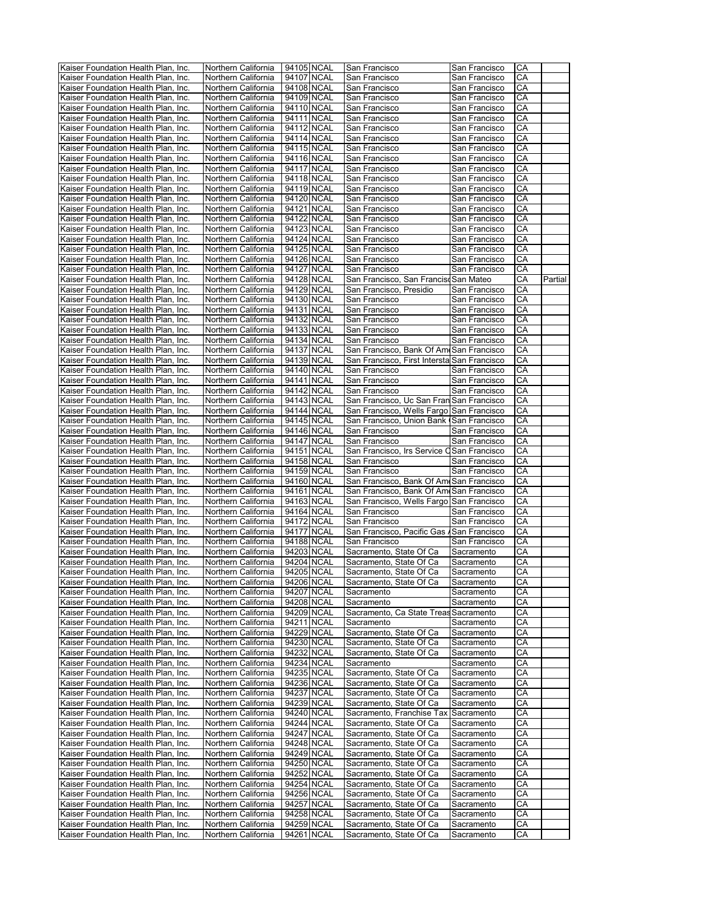| | | | | | | | |
|---|---|---|---|---|---|---|---|
| Kaiser Foundation Health Plan, Inc. | Northern California | 94105 | NCAL | San Francisco | San Francisco | CA | |
| Kaiser Foundation Health Plan, Inc. | Northern California | 94107 | NCAL | San Francisco | San Francisco | CA | |
| Kaiser Foundation Health Plan, Inc. | Northern California | 94108 | NCAL | San Francisco | San Francisco | CA | |
| Kaiser Foundation Health Plan, Inc. | Northern California | 94109 | NCAL | San Francisco | San Francisco | CA | |
| Kaiser Foundation Health Plan, Inc. | Northern California | 94110 | NCAL | San Francisco | San Francisco | CA | |
| Kaiser Foundation Health Plan, Inc. | Northern California | 94111 | NCAL | San Francisco | San Francisco | CA | |
| Kaiser Foundation Health Plan, Inc. | Northern California | 94112 | NCAL | San Francisco | San Francisco | CA | |
| Kaiser Foundation Health Plan, Inc. | Northern California | 94114 | NCAL | San Francisco | San Francisco | CA | |
| Kaiser Foundation Health Plan, Inc. | Northern California | 94115 | NCAL | San Francisco | San Francisco | CA | |
| Kaiser Foundation Health Plan, Inc. | Northern California | 94116 | NCAL | San Francisco | San Francisco | CA | |
| Kaiser Foundation Health Plan, Inc. | Northern California | 94117 | NCAL | San Francisco | San Francisco | CA | |
| Kaiser Foundation Health Plan, Inc. | Northern California | 94118 | NCAL | San Francisco | San Francisco | CA | |
| Kaiser Foundation Health Plan, Inc. | Northern California | 94119 | NCAL | San Francisco | San Francisco | CA | |
| Kaiser Foundation Health Plan, Inc. | Northern California | 94120 | NCAL | San Francisco | San Francisco | CA | |
| Kaiser Foundation Health Plan, Inc. | Northern California | 94121 | NCAL | San Francisco | San Francisco | CA | |
| Kaiser Foundation Health Plan, Inc. | Northern California | 94122 | NCAL | San Francisco | San Francisco | CA | |
| Kaiser Foundation Health Plan, Inc. | Northern California | 94123 | NCAL | San Francisco | San Francisco | CA | |
| Kaiser Foundation Health Plan, Inc. | Northern California | 94124 | NCAL | San Francisco | San Francisco | CA | |
| Kaiser Foundation Health Plan, Inc. | Northern California | 94125 | NCAL | San Francisco | San Francisco | CA | |
| Kaiser Foundation Health Plan, Inc. | Northern California | 94126 | NCAL | San Francisco | San Francisco | CA | |
| Kaiser Foundation Health Plan, Inc. | Northern California | 94127 | NCAL | San Francisco | San Francisco | CA | |
| Kaiser Foundation Health Plan, Inc. | Northern California | 94128 | NCAL | San Francisco, San Francisc | San Mateo | CA | Partial |
| Kaiser Foundation Health Plan, Inc. | Northern California | 94129 | NCAL | San Francisco, Presidio | San Francisco | CA | |
| Kaiser Foundation Health Plan, Inc. | Northern California | 94130 | NCAL | San Francisco | San Francisco | CA | |
| Kaiser Foundation Health Plan, Inc. | Northern California | 94131 | NCAL | San Francisco | San Francisco | CA | |
| Kaiser Foundation Health Plan, Inc. | Northern California | 94132 | NCAL | San Francisco | San Francisco | CA | |
| Kaiser Foundation Health Plan, Inc. | Northern California | 94133 | NCAL | San Francisco | San Francisco | CA | |
| Kaiser Foundation Health Plan, Inc. | Northern California | 94134 | NCAL | San Francisco | San Francisco | CA | |
| Kaiser Foundation Health Plan, Inc. | Northern California | 94137 | NCAL | San Francisco, Bank Of Am | San Francisco | CA | |
| Kaiser Foundation Health Plan, Inc. | Northern California | 94139 | NCAL | San Francisco, First Intersta | San Francisco | CA | |
| Kaiser Foundation Health Plan, Inc. | Northern California | 94140 | NCAL | San Francisco | San Francisco | CA | |
| Kaiser Foundation Health Plan, Inc. | Northern California | 94141 | NCAL | San Francisco | San Francisco | CA | |
| Kaiser Foundation Health Plan, Inc. | Northern California | 94142 | NCAL | San Francisco | San Francisco | CA | |
| Kaiser Foundation Health Plan, Inc. | Northern California | 94143 | NCAL | San Francisco, Uc San Fran | San Francisco | CA | |
| Kaiser Foundation Health Plan, Inc. | Northern California | 94144 | NCAL | San Francisco, Wells Fargo | San Francisco | CA | |
| Kaiser Foundation Health Plan, Inc. | Northern California | 94145 | NCAL | San Francisco, Union Bank ( | San Francisco | CA | |
| Kaiser Foundation Health Plan, Inc. | Northern California | 94146 | NCAL | San Francisco | San Francisco | CA | |
| Kaiser Foundation Health Plan, Inc. | Northern California | 94147 | NCAL | San Francisco | San Francisco | CA | |
| Kaiser Foundation Health Plan, Inc. | Northern California | 94151 | NCAL | San Francisco, Irs Service C | San Francisco | CA | |
| Kaiser Foundation Health Plan, Inc. | Northern California | 94158 | NCAL | San Francisco | San Francisco | CA | |
| Kaiser Foundation Health Plan, Inc. | Northern California | 94159 | NCAL | San Francisco | San Francisco | CA | |
| Kaiser Foundation Health Plan, Inc. | Northern California | 94160 | NCAL | San Francisco, Bank Of Am | San Francisco | CA | |
| Kaiser Foundation Health Plan, Inc. | Northern California | 94161 | NCAL | San Francisco, Bank Of Am | San Francisco | CA | |
| Kaiser Foundation Health Plan, Inc. | Northern California | 94163 | NCAL | San Francisco, Wells Fargo | San Francisco | CA | |
| Kaiser Foundation Health Plan, Inc. | Northern California | 94164 | NCAL | San Francisco | San Francisco | CA | |
| Kaiser Foundation Health Plan, Inc. | Northern California | 94172 | NCAL | San Francisco | San Francisco | CA | |
| Kaiser Foundation Health Plan, Inc. | Northern California | 94177 | NCAL | San Francisco, Pacific Gas / | San Francisco | CA | |
| Kaiser Foundation Health Plan, Inc. | Northern California | 94188 | NCAL | San Francisco | San Francisco | CA | |
| Kaiser Foundation Health Plan, Inc. | Northern California | 94203 | NCAL | Sacramento, State Of Ca | Sacramento | CA | |
| Kaiser Foundation Health Plan, Inc. | Northern California | 94204 | NCAL | Sacramento, State Of Ca | Sacramento | CA | |
| Kaiser Foundation Health Plan, Inc. | Northern California | 94205 | NCAL | Sacramento, State Of Ca | Sacramento | CA | |
| Kaiser Foundation Health Plan, Inc. | Northern California | 94206 | NCAL | Sacramento, State Of Ca | Sacramento | CA | |
| Kaiser Foundation Health Plan, Inc. | Northern California | 94207 | NCAL | Sacramento | Sacramento | CA | |
| Kaiser Foundation Health Plan, Inc. | Northern California | 94208 | NCAL | Sacramento | Sacramento | CA | |
| Kaiser Foundation Health Plan, Inc. | Northern California | 94209 | NCAL | Sacramento, Ca State Treas | Sacramento | CA | |
| Kaiser Foundation Health Plan, Inc. | Northern California | 94211 | NCAL | Sacramento | Sacramento | CA | |
| Kaiser Foundation Health Plan, Inc. | Northern California | 94229 | NCAL | Sacramento, State Of Ca | Sacramento | CA | |
| Kaiser Foundation Health Plan, Inc. | Northern California | 94230 | NCAL | Sacramento, State Of Ca | Sacramento | CA | |
| Kaiser Foundation Health Plan, Inc. | Northern California | 94232 | NCAL | Sacramento, State Of Ca | Sacramento | CA | |
| Kaiser Foundation Health Plan, Inc. | Northern California | 94234 | NCAL | Sacramento | Sacramento | CA | |
| Kaiser Foundation Health Plan, Inc. | Northern California | 94235 | NCAL | Sacramento, State Of Ca | Sacramento | CA | |
| Kaiser Foundation Health Plan, Inc. | Northern California | 94236 | NCAL | Sacramento, State Of Ca | Sacramento | CA | |
| Kaiser Foundation Health Plan, Inc. | Northern California | 94237 | NCAL | Sacramento, State Of Ca | Sacramento | CA | |
| Kaiser Foundation Health Plan, Inc. | Northern California | 94239 | NCAL | Sacramento, State Of Ca | Sacramento | CA | |
| Kaiser Foundation Health Plan, Inc. | Northern California | 94240 | NCAL | Sacramento, Franchise Tax | Sacramento | CA | |
| Kaiser Foundation Health Plan, Inc. | Northern California | 94244 | NCAL | Sacramento, State Of Ca | Sacramento | CA | |
| Kaiser Foundation Health Plan, Inc. | Northern California | 94247 | NCAL | Sacramento, State Of Ca | Sacramento | CA | |
| Kaiser Foundation Health Plan, Inc. | Northern California | 94248 | NCAL | Sacramento, State Of Ca | Sacramento | CA | |
| Kaiser Foundation Health Plan, Inc. | Northern California | 94249 | NCAL | Sacramento, State Of Ca | Sacramento | CA | |
| Kaiser Foundation Health Plan, Inc. | Northern California | 94250 | NCAL | Sacramento, State Of Ca | Sacramento | CA | |
| Kaiser Foundation Health Plan, Inc. | Northern California | 94252 | NCAL | Sacramento, State Of Ca | Sacramento | CA | |
| Kaiser Foundation Health Plan, Inc. | Northern California | 94254 | NCAL | Sacramento, State Of Ca | Sacramento | CA | |
| Kaiser Foundation Health Plan, Inc. | Northern California | 94256 | NCAL | Sacramento, State Of Ca | Sacramento | CA | |
| Kaiser Foundation Health Plan, Inc. | Northern California | 94257 | NCAL | Sacramento, State Of Ca | Sacramento | CA | |
| Kaiser Foundation Health Plan, Inc. | Northern California | 94258 | NCAL | Sacramento, State Of Ca | Sacramento | CA | |
| Kaiser Foundation Health Plan, Inc. | Northern California | 94259 | NCAL | Sacramento, State Of Ca | Sacramento | CA | |
| Kaiser Foundation Health Plan, Inc. | Northern California | 94261 | NCAL | Sacramento, State Of Ca | Sacramento | CA | |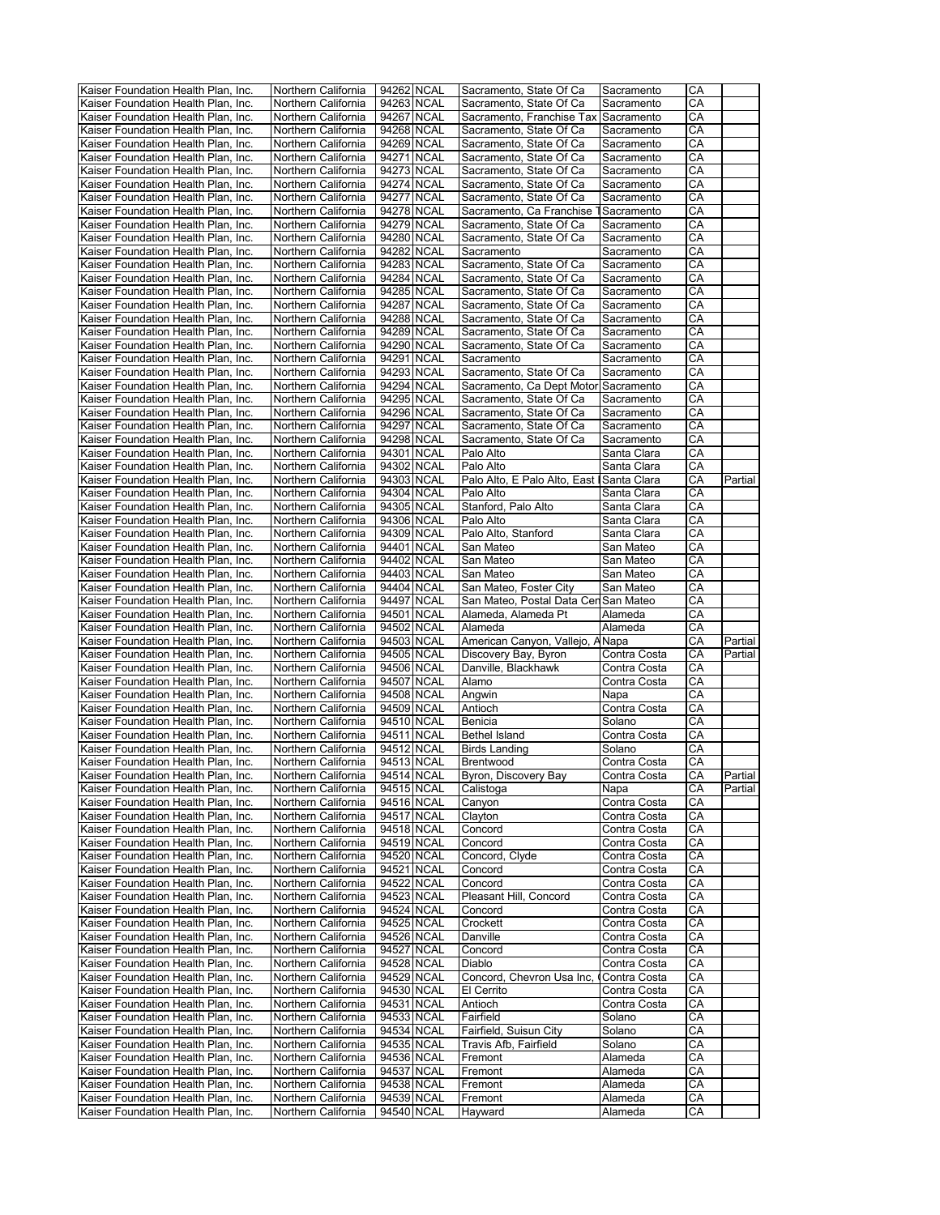| | | | | | | | |
|---|---|---|---|---|---|---|---|
| Kaiser Foundation Health Plan, Inc. | Northern California | 94262 | NCAL | Sacramento, State Of Ca | Sacramento | CA | |
| Kaiser Foundation Health Plan, Inc. | Northern California | 94263 | NCAL | Sacramento, State Of Ca | Sacramento | CA | |
| Kaiser Foundation Health Plan, Inc. | Northern California | 94267 | NCAL | Sacramento, Franchise Tax | Sacramento | CA | |
| Kaiser Foundation Health Plan, Inc. | Northern California | 94268 | NCAL | Sacramento, State Of Ca | Sacramento | CA | |
| Kaiser Foundation Health Plan, Inc. | Northern California | 94269 | NCAL | Sacramento, State Of Ca | Sacramento | CA | |
| Kaiser Foundation Health Plan, Inc. | Northern California | 94271 | NCAL | Sacramento, State Of Ca | Sacramento | CA | |
| Kaiser Foundation Health Plan, Inc. | Northern California | 94273 | NCAL | Sacramento, State Of Ca | Sacramento | CA | |
| Kaiser Foundation Health Plan, Inc. | Northern California | 94274 | NCAL | Sacramento, State Of Ca | Sacramento | CA | |
| Kaiser Foundation Health Plan, Inc. | Northern California | 94277 | NCAL | Sacramento, State Of Ca | Sacramento | CA | |
| Kaiser Foundation Health Plan, Inc. | Northern California | 94278 | NCAL | Sacramento, Ca Franchise T | Sacramento | CA | |
| Kaiser Foundation Health Plan, Inc. | Northern California | 94279 | NCAL | Sacramento, State Of Ca | Sacramento | CA | |
| Kaiser Foundation Health Plan, Inc. | Northern California | 94280 | NCAL | Sacramento, State Of Ca | Sacramento | CA | |
| Kaiser Foundation Health Plan, Inc. | Northern California | 94282 | NCAL | Sacramento | Sacramento | CA | |
| Kaiser Foundation Health Plan, Inc. | Northern California | 94283 | NCAL | Sacramento, State Of Ca | Sacramento | CA | |
| Kaiser Foundation Health Plan, Inc. | Northern California | 94284 | NCAL | Sacramento, State Of Ca | Sacramento | CA | |
| Kaiser Foundation Health Plan, Inc. | Northern California | 94285 | NCAL | Sacramento, State Of Ca | Sacramento | CA | |
| Kaiser Foundation Health Plan, Inc. | Northern California | 94287 | NCAL | Sacramento, State Of Ca | Sacramento | CA | |
| Kaiser Foundation Health Plan, Inc. | Northern California | 94288 | NCAL | Sacramento, State Of Ca | Sacramento | CA | |
| Kaiser Foundation Health Plan, Inc. | Northern California | 94289 | NCAL | Sacramento, State Of Ca | Sacramento | CA | |
| Kaiser Foundation Health Plan, Inc. | Northern California | 94290 | NCAL | Sacramento, State Of Ca | Sacramento | CA | |
| Kaiser Foundation Health Plan, Inc. | Northern California | 94291 | NCAL | Sacramento | Sacramento | CA | |
| Kaiser Foundation Health Plan, Inc. | Northern California | 94293 | NCAL | Sacramento, State Of Ca | Sacramento | CA | |
| Kaiser Foundation Health Plan, Inc. | Northern California | 94294 | NCAL | Sacramento, Ca Dept Motor | Sacramento | CA | |
| Kaiser Foundation Health Plan, Inc. | Northern California | 94295 | NCAL | Sacramento, State Of Ca | Sacramento | CA | |
| Kaiser Foundation Health Plan, Inc. | Northern California | 94296 | NCAL | Sacramento, State Of Ca | Sacramento | CA | |
| Kaiser Foundation Health Plan, Inc. | Northern California | 94297 | NCAL | Sacramento, State Of Ca | Sacramento | CA | |
| Kaiser Foundation Health Plan, Inc. | Northern California | 94298 | NCAL | Sacramento, State Of Ca | Sacramento | CA | |
| Kaiser Foundation Health Plan, Inc. | Northern California | 94301 | NCAL | Palo Alto | Santa Clara | CA | |
| Kaiser Foundation Health Plan, Inc. | Northern California | 94302 | NCAL | Palo Alto | Santa Clara | CA | |
| Kaiser Foundation Health Plan, Inc. | Northern California | 94303 | NCAL | Palo Alto, E Palo Alto, East | Santa Clara | CA | Partial |
| Kaiser Foundation Health Plan, Inc. | Northern California | 94304 | NCAL | Palo Alto | Santa Clara | CA | |
| Kaiser Foundation Health Plan, Inc. | Northern California | 94305 | NCAL | Stanford, Palo Alto | Santa Clara | CA | |
| Kaiser Foundation Health Plan, Inc. | Northern California | 94306 | NCAL | Palo Alto | Santa Clara | CA | |
| Kaiser Foundation Health Plan, Inc. | Northern California | 94309 | NCAL | Palo Alto, Stanford | Santa Clara | CA | |
| Kaiser Foundation Health Plan, Inc. | Northern California | 94401 | NCAL | San Mateo | San Mateo | CA | |
| Kaiser Foundation Health Plan, Inc. | Northern California | 94402 | NCAL | San Mateo | San Mateo | CA | |
| Kaiser Foundation Health Plan, Inc. | Northern California | 94403 | NCAL | San Mateo | San Mateo | CA | |
| Kaiser Foundation Health Plan, Inc. | Northern California | 94404 | NCAL | San Mateo, Foster City | San Mateo | CA | |
| Kaiser Foundation Health Plan, Inc. | Northern California | 94497 | NCAL | San Mateo, Postal Data Cen | San Mateo | CA | |
| Kaiser Foundation Health Plan, Inc. | Northern California | 94501 | NCAL | Alameda, Alameda Pt | Alameda | CA | |
| Kaiser Foundation Health Plan, Inc. | Northern California | 94502 | NCAL | Alameda | Alameda | CA | |
| Kaiser Foundation Health Plan, Inc. | Northern California | 94503 | NCAL | American Canyon, Vallejo, A | Napa | CA | Partial |
| Kaiser Foundation Health Plan, Inc. | Northern California | 94505 | NCAL | Discovery Bay, Byron | Contra Costa | CA | Partial |
| Kaiser Foundation Health Plan, Inc. | Northern California | 94506 | NCAL | Danville, Blackhawk | Contra Costa | CA | |
| Kaiser Foundation Health Plan, Inc. | Northern California | 94507 | NCAL | Alamo | Contra Costa | CA | |
| Kaiser Foundation Health Plan, Inc. | Northern California | 94508 | NCAL | Angwin | Napa | CA | |
| Kaiser Foundation Health Plan, Inc. | Northern California | 94509 | NCAL | Antioch | Contra Costa | CA | |
| Kaiser Foundation Health Plan, Inc. | Northern California | 94510 | NCAL | Benicia | Solano | CA | |
| Kaiser Foundation Health Plan, Inc. | Northern California | 94511 | NCAL | Bethel Island | Contra Costa | CA | |
| Kaiser Foundation Health Plan, Inc. | Northern California | 94512 | NCAL | Birds Landing | Solano | CA | |
| Kaiser Foundation Health Plan, Inc. | Northern California | 94513 | NCAL | Brentwood | Contra Costa | CA | |
| Kaiser Foundation Health Plan, Inc. | Northern California | 94514 | NCAL | Byron, Discovery Bay | Contra Costa | CA | Partial |
| Kaiser Foundation Health Plan, Inc. | Northern California | 94515 | NCAL | Calistoga | Napa | CA | Partial |
| Kaiser Foundation Health Plan, Inc. | Northern California | 94516 | NCAL | Canyon | Contra Costa | CA | |
| Kaiser Foundation Health Plan, Inc. | Northern California | 94517 | NCAL | Clayton | Contra Costa | CA | |
| Kaiser Foundation Health Plan, Inc. | Northern California | 94518 | NCAL | Concord | Contra Costa | CA | |
| Kaiser Foundation Health Plan, Inc. | Northern California | 94519 | NCAL | Concord | Contra Costa | CA | |
| Kaiser Foundation Health Plan, Inc. | Northern California | 94520 | NCAL | Concord, Clyde | Contra Costa | CA | |
| Kaiser Foundation Health Plan, Inc. | Northern California | 94521 | NCAL | Concord | Contra Costa | CA | |
| Kaiser Foundation Health Plan, Inc. | Northern California | 94522 | NCAL | Concord | Contra Costa | CA | |
| Kaiser Foundation Health Plan, Inc. | Northern California | 94523 | NCAL | Pleasant Hill, Concord | Contra Costa | CA | |
| Kaiser Foundation Health Plan, Inc. | Northern California | 94524 | NCAL | Concord | Contra Costa | CA | |
| Kaiser Foundation Health Plan, Inc. | Northern California | 94525 | NCAL | Crockett | Contra Costa | CA | |
| Kaiser Foundation Health Plan, Inc. | Northern California | 94526 | NCAL | Danville | Contra Costa | CA | |
| Kaiser Foundation Health Plan, Inc. | Northern California | 94527 | NCAL | Concord | Contra Costa | CA | |
| Kaiser Foundation Health Plan, Inc. | Northern California | 94528 | NCAL | Diablo | Contra Costa | CA | |
| Kaiser Foundation Health Plan, Inc. | Northern California | 94529 | NCAL | Concord, Chevron Usa Inc, ( | Contra Costa | CA | |
| Kaiser Foundation Health Plan, Inc. | Northern California | 94530 | NCAL | El Cerrito | Contra Costa | CA | |
| Kaiser Foundation Health Plan, Inc. | Northern California | 94531 | NCAL | Antioch | Contra Costa | CA | |
| Kaiser Foundation Health Plan, Inc. | Northern California | 94533 | NCAL | Fairfield | Solano | CA | |
| Kaiser Foundation Health Plan, Inc. | Northern California | 94534 | NCAL | Fairfield, Suisun City | Solano | CA | |
| Kaiser Foundation Health Plan, Inc. | Northern California | 94535 | NCAL | Travis Afb, Fairfield | Solano | CA | |
| Kaiser Foundation Health Plan, Inc. | Northern California | 94536 | NCAL | Fremont | Alameda | CA | |
| Kaiser Foundation Health Plan, Inc. | Northern California | 94537 | NCAL | Fremont | Alameda | CA | |
| Kaiser Foundation Health Plan, Inc. | Northern California | 94538 | NCAL | Fremont | Alameda | CA | |
| Kaiser Foundation Health Plan, Inc. | Northern California | 94539 | NCAL | Fremont | Alameda | CA | |
| Kaiser Foundation Health Plan, Inc. | Northern California | 94540 | NCAL | Hayward | Alameda | CA | |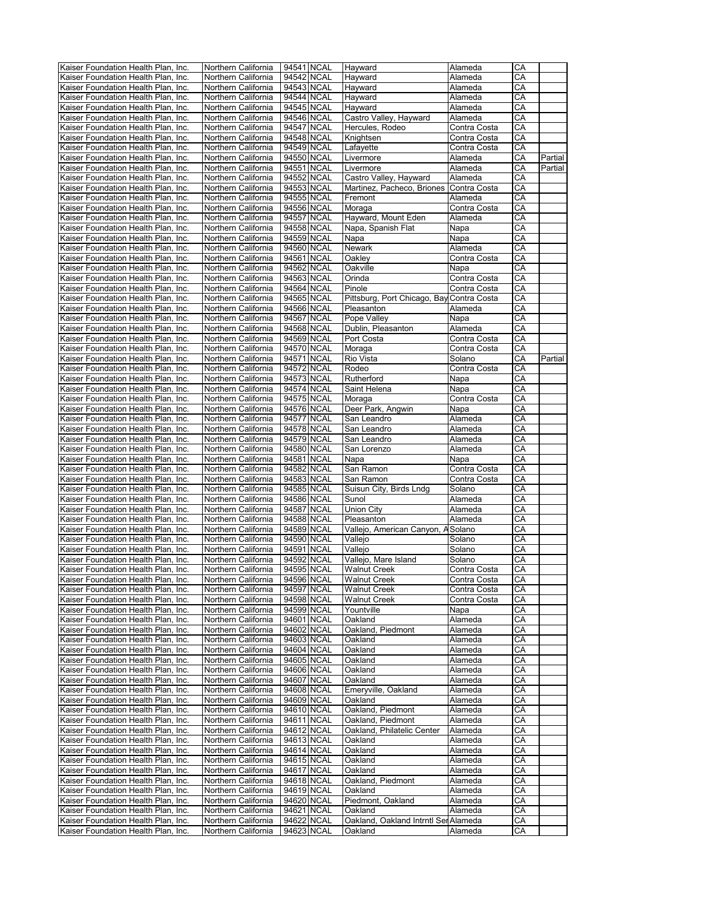| | | | | | | | |
|---|---|---|---|---|---|---|---|
| Kaiser Foundation Health Plan, Inc. | Northern California | 94541 | NCAL | Hayward | Alameda | CA | |
| Kaiser Foundation Health Plan, Inc. | Northern California | 94542 | NCAL | Hayward | Alameda | CA | |
| Kaiser Foundation Health Plan, Inc. | Northern California | 94543 | NCAL | Hayward | Alameda | CA | |
| Kaiser Foundation Health Plan, Inc. | Northern California | 94544 | NCAL | Hayward | Alameda | CA | |
| Kaiser Foundation Health Plan, Inc. | Northern California | 94545 | NCAL | Hayward | Alameda | CA | |
| Kaiser Foundation Health Plan, Inc. | Northern California | 94546 | NCAL | Castro Valley, Hayward | Alameda | CA | |
| Kaiser Foundation Health Plan, Inc. | Northern California | 94547 | NCAL | Hercules, Rodeo | Contra Costa | CA | |
| Kaiser Foundation Health Plan, Inc. | Northern California | 94548 | NCAL | Knightsen | Contra Costa | CA | |
| Kaiser Foundation Health Plan, Inc. | Northern California | 94549 | NCAL | Lafayette | Contra Costa | CA | |
| Kaiser Foundation Health Plan, Inc. | Northern California | 94550 | NCAL | Livermore | Alameda | CA | Partial |
| Kaiser Foundation Health Plan, Inc. | Northern California | 94551 | NCAL | Livermore | Alameda | CA | Partial |
| Kaiser Foundation Health Plan, Inc. | Northern California | 94552 | NCAL | Castro Valley, Hayward | Alameda | CA | |
| Kaiser Foundation Health Plan, Inc. | Northern California | 94553 | NCAL | Martinez, Pacheco, Briones | Contra Costa | CA | |
| Kaiser Foundation Health Plan, Inc. | Northern California | 94555 | NCAL | Fremont | Alameda | CA | |
| Kaiser Foundation Health Plan, Inc. | Northern California | 94556 | NCAL | Moraga | Contra Costa | CA | |
| Kaiser Foundation Health Plan, Inc. | Northern California | 94557 | NCAL | Hayward, Mount Eden | Alameda | CA | |
| Kaiser Foundation Health Plan, Inc. | Northern California | 94558 | NCAL | Napa, Spanish Flat | Napa | CA | |
| Kaiser Foundation Health Plan, Inc. | Northern California | 94559 | NCAL | Napa | Napa | CA | |
| Kaiser Foundation Health Plan, Inc. | Northern California | 94560 | NCAL | Newark | Alameda | CA | |
| Kaiser Foundation Health Plan, Inc. | Northern California | 94561 | NCAL | Oakley | Contra Costa | CA | |
| Kaiser Foundation Health Plan, Inc. | Northern California | 94562 | NCAL | Oakville | Napa | CA | |
| Kaiser Foundation Health Plan, Inc. | Northern California | 94563 | NCAL | Orinda | Contra Costa | CA | |
| Kaiser Foundation Health Plan, Inc. | Northern California | 94564 | NCAL | Pinole | Contra Costa | CA | |
| Kaiser Foundation Health Plan, Inc. | Northern California | 94565 | NCAL | Pittsburg, Port Chicago, Bay | Contra Costa | CA | |
| Kaiser Foundation Health Plan, Inc. | Northern California | 94566 | NCAL | Pleasanton | Alameda | CA | |
| Kaiser Foundation Health Plan, Inc. | Northern California | 94567 | NCAL | Pope Valley | Napa | CA | |
| Kaiser Foundation Health Plan, Inc. | Northern California | 94568 | NCAL | Dublin, Pleasanton | Alameda | CA | |
| Kaiser Foundation Health Plan, Inc. | Northern California | 94569 | NCAL | Port Costa | Contra Costa | CA | |
| Kaiser Foundation Health Plan, Inc. | Northern California | 94570 | NCAL | Moraga | Contra Costa | CA | |
| Kaiser Foundation Health Plan, Inc. | Northern California | 94571 | NCAL | Rio Vista | Solano | CA | Partial |
| Kaiser Foundation Health Plan, Inc. | Northern California | 94572 | NCAL | Rodeo | Contra Costa | CA | |
| Kaiser Foundation Health Plan, Inc. | Northern California | 94573 | NCAL | Rutherford | Napa | CA | |
| Kaiser Foundation Health Plan, Inc. | Northern California | 94574 | NCAL | Saint Helena | Napa | CA | |
| Kaiser Foundation Health Plan, Inc. | Northern California | 94575 | NCAL | Moraga | Contra Costa | CA | |
| Kaiser Foundation Health Plan, Inc. | Northern California | 94576 | NCAL | Deer Park, Angwin | Napa | CA | |
| Kaiser Foundation Health Plan, Inc. | Northern California | 94577 | NCAL | San Leandro | Alameda | CA | |
| Kaiser Foundation Health Plan, Inc. | Northern California | 94578 | NCAL | San Leandro | Alameda | CA | |
| Kaiser Foundation Health Plan, Inc. | Northern California | 94579 | NCAL | San Leandro | Alameda | CA | |
| Kaiser Foundation Health Plan, Inc. | Northern California | 94580 | NCAL | San Lorenzo | Alameda | CA | |
| Kaiser Foundation Health Plan, Inc. | Northern California | 94581 | NCAL | Napa | Napa | CA | |
| Kaiser Foundation Health Plan, Inc. | Northern California | 94582 | NCAL | San Ramon | Contra Costa | CA | |
| Kaiser Foundation Health Plan, Inc. | Northern California | 94583 | NCAL | San Ramon | Contra Costa | CA | |
| Kaiser Foundation Health Plan, Inc. | Northern California | 94585 | NCAL | Suisun City, Birds Lndg | Solano | CA | |
| Kaiser Foundation Health Plan, Inc. | Northern California | 94586 | NCAL | Sunol | Alameda | CA | |
| Kaiser Foundation Health Plan, Inc. | Northern California | 94587 | NCAL | Union City | Alameda | CA | |
| Kaiser Foundation Health Plan, Inc. | Northern California | 94588 | NCAL | Pleasanton | Alameda | CA | |
| Kaiser Foundation Health Plan, Inc. | Northern California | 94589 | NCAL | Vallejo, American Canyon, A | Solano | CA | |
| Kaiser Foundation Health Plan, Inc. | Northern California | 94590 | NCAL | Vallejo | Solano | CA | |
| Kaiser Foundation Health Plan, Inc. | Northern California | 94591 | NCAL | Vallejo | Solano | CA | |
| Kaiser Foundation Health Plan, Inc. | Northern California | 94592 | NCAL | Vallejo, Mare Island | Solano | CA | |
| Kaiser Foundation Health Plan, Inc. | Northern California | 94595 | NCAL | Walnut Creek | Contra Costa | CA | |
| Kaiser Foundation Health Plan, Inc. | Northern California | 94596 | NCAL | Walnut Creek | Contra Costa | CA | |
| Kaiser Foundation Health Plan, Inc. | Northern California | 94597 | NCAL | Walnut Creek | Contra Costa | CA | |
| Kaiser Foundation Health Plan, Inc. | Northern California | 94598 | NCAL | Walnut Creek | Contra Costa | CA | |
| Kaiser Foundation Health Plan, Inc. | Northern California | 94599 | NCAL | Yountville | Napa | CA | |
| Kaiser Foundation Health Plan, Inc. | Northern California | 94601 | NCAL | Oakland | Alameda | CA | |
| Kaiser Foundation Health Plan, Inc. | Northern California | 94602 | NCAL | Oakland, Piedmont | Alameda | CA | |
| Kaiser Foundation Health Plan, Inc. | Northern California | 94603 | NCAL | Oakland | Alameda | CA | |
| Kaiser Foundation Health Plan, Inc. | Northern California | 94604 | NCAL | Oakland | Alameda | CA | |
| Kaiser Foundation Health Plan, Inc. | Northern California | 94605 | NCAL | Oakland | Alameda | CA | |
| Kaiser Foundation Health Plan, Inc. | Northern California | 94606 | NCAL | Oakland | Alameda | CA | |
| Kaiser Foundation Health Plan, Inc. | Northern California | 94607 | NCAL | Oakland | Alameda | CA | |
| Kaiser Foundation Health Plan, Inc. | Northern California | 94608 | NCAL | Emeryville, Oakland | Alameda | CA | |
| Kaiser Foundation Health Plan, Inc. | Northern California | 94609 | NCAL | Oakland | Alameda | CA | |
| Kaiser Foundation Health Plan, Inc. | Northern California | 94610 | NCAL | Oakland, Piedmont | Alameda | CA | |
| Kaiser Foundation Health Plan, Inc. | Northern California | 94611 | NCAL | Oakland, Piedmont | Alameda | CA | |
| Kaiser Foundation Health Plan, Inc. | Northern California | 94612 | NCAL | Oakland, Philatelic Center | Alameda | CA | |
| Kaiser Foundation Health Plan, Inc. | Northern California | 94613 | NCAL | Oakland | Alameda | CA | |
| Kaiser Foundation Health Plan, Inc. | Northern California | 94614 | NCAL | Oakland | Alameda | CA | |
| Kaiser Foundation Health Plan, Inc. | Northern California | 94615 | NCAL | Oakland | Alameda | CA | |
| Kaiser Foundation Health Plan, Inc. | Northern California | 94617 | NCAL | Oakland | Alameda | CA | |
| Kaiser Foundation Health Plan, Inc. | Northern California | 94618 | NCAL | Oakland, Piedmont | Alameda | CA | |
| Kaiser Foundation Health Plan, Inc. | Northern California | 94619 | NCAL | Oakland | Alameda | CA | |
| Kaiser Foundation Health Plan, Inc. | Northern California | 94620 | NCAL | Piedmont, Oakland | Alameda | CA | |
| Kaiser Foundation Health Plan, Inc. | Northern California | 94621 | NCAL | Oakland | Alameda | CA | |
| Kaiser Foundation Health Plan, Inc. | Northern California | 94622 | NCAL | Oakland, Oakland Intrntl Ser | Alameda | CA | |
| Kaiser Foundation Health Plan, Inc. | Northern California | 94623 | NCAL | Oakland | Alameda | CA | |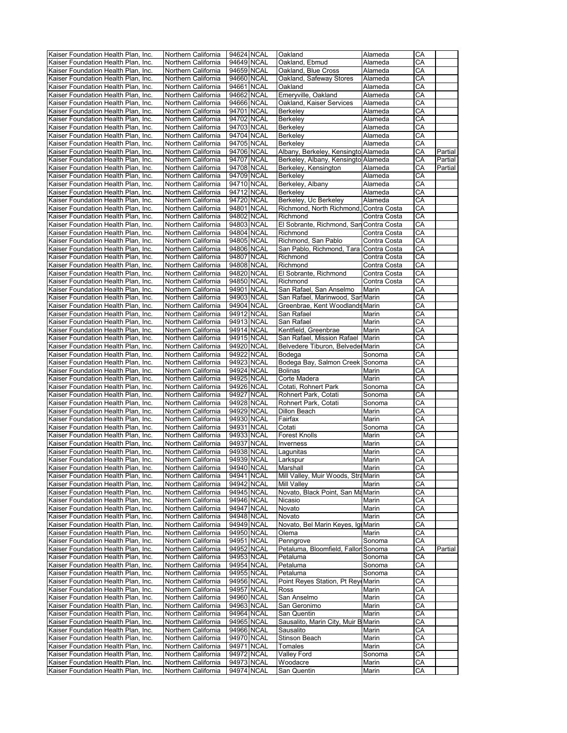| | | | | | | | |
|---|---|---|---|---|---|---|---|
| Kaiser Foundation Health Plan, Inc. | Northern California | 94624 | NCAL | Oakland | Alameda | CA | |
| Kaiser Foundation Health Plan, Inc. | Northern California | 94649 | NCAL | Oakland, Ebmud | Alameda | CA | |
| Kaiser Foundation Health Plan, Inc. | Northern California | 94659 | NCAL | Oakland, Blue Cross | Alameda | CA | |
| Kaiser Foundation Health Plan, Inc. | Northern California | 94660 | NCAL | Oakland, Safeway Stores | Alameda | CA | |
| Kaiser Foundation Health Plan, Inc. | Northern California | 94661 | NCAL | Oakland | Alameda | CA | |
| Kaiser Foundation Health Plan, Inc. | Northern California | 94662 | NCAL | Emeryville, Oakland | Alameda | CA | |
| Kaiser Foundation Health Plan, Inc. | Northern California | 94666 | NCAL | Oakland, Kaiser Services | Alameda | CA | |
| Kaiser Foundation Health Plan, Inc. | Northern California | 94701 | NCAL | Berkeley | Alameda | CA | |
| Kaiser Foundation Health Plan, Inc. | Northern California | 94702 | NCAL | Berkeley | Alameda | CA | |
| Kaiser Foundation Health Plan, Inc. | Northern California | 94703 | NCAL | Berkeley | Alameda | CA | |
| Kaiser Foundation Health Plan, Inc. | Northern California | 94704 | NCAL | Berkeley | Alameda | CA | |
| Kaiser Foundation Health Plan, Inc. | Northern California | 94705 | NCAL | Berkeley | Alameda | CA | |
| Kaiser Foundation Health Plan, Inc. | Northern California | 94706 | NCAL | Albany, Berkeley, Kensingto | Alameda | CA | Partial |
| Kaiser Foundation Health Plan, Inc. | Northern California | 94707 | NCAL | Berkeley, Albany, Kensingto | Alameda | CA | Partial |
| Kaiser Foundation Health Plan, Inc. | Northern California | 94708 | NCAL | Berkeley, Kensington | Alameda | CA | Partial |
| Kaiser Foundation Health Plan, Inc. | Northern California | 94709 | NCAL | Berkeley | Alameda | CA | |
| Kaiser Foundation Health Plan, Inc. | Northern California | 94710 | NCAL | Berkeley, Albany | Alameda | CA | |
| Kaiser Foundation Health Plan, Inc. | Northern California | 94712 | NCAL | Berkeley | Alameda | CA | |
| Kaiser Foundation Health Plan, Inc. | Northern California | 94720 | NCAL | Berkeley, Uc Berkeley | Alameda | CA | |
| Kaiser Foundation Health Plan, Inc. | Northern California | 94801 | NCAL | Richmond, North Richmond, | Contra Costa | CA | |
| Kaiser Foundation Health Plan, Inc. | Northern California | 94802 | NCAL | Richmond | Contra Costa | CA | |
| Kaiser Foundation Health Plan, Inc. | Northern California | 94803 | NCAL | El Sobrante, Richmond, San | Contra Costa | CA | |
| Kaiser Foundation Health Plan, Inc. | Northern California | 94804 | NCAL | Richmond | Contra Costa | CA | |
| Kaiser Foundation Health Plan, Inc. | Northern California | 94805 | NCAL | Richmond, San Pablo | Contra Costa | CA | |
| Kaiser Foundation Health Plan, Inc. | Northern California | 94806 | NCAL | San Pablo, Richmond, Tara | Contra Costa | CA | |
| Kaiser Foundation Health Plan, Inc. | Northern California | 94807 | NCAL | Richmond | Contra Costa | CA | |
| Kaiser Foundation Health Plan, Inc. | Northern California | 94808 | NCAL | Richmond | Contra Costa | CA | |
| Kaiser Foundation Health Plan, Inc. | Northern California | 94820 | NCAL | El Sobrante, Richmond | Contra Costa | CA | |
| Kaiser Foundation Health Plan, Inc. | Northern California | 94850 | NCAL | Richmond | Contra Costa | CA | |
| Kaiser Foundation Health Plan, Inc. | Northern California | 94901 | NCAL | San Rafael, San Anselmo | Marin | CA | |
| Kaiser Foundation Health Plan, Inc. | Northern California | 94903 | NCAL | San Rafael, Marinwood, San | Marin | CA | |
| Kaiser Foundation Health Plan, Inc. | Northern California | 94904 | NCAL | Greenbrae, Kent Woodlands | Marin | CA | |
| Kaiser Foundation Health Plan, Inc. | Northern California | 94912 | NCAL | San Rafael | Marin | CA | |
| Kaiser Foundation Health Plan, Inc. | Northern California | 94913 | NCAL | San Rafael | Marin | CA | |
| Kaiser Foundation Health Plan, Inc. | Northern California | 94914 | NCAL | Kentfield, Greenbrae | Marin | CA | |
| Kaiser Foundation Health Plan, Inc. | Northern California | 94915 | NCAL | San Rafael, Mission Rafael | Marin | CA | |
| Kaiser Foundation Health Plan, Inc. | Northern California | 94920 | NCAL | Belvedere Tiburon, Belveder | Marin | CA | |
| Kaiser Foundation Health Plan, Inc. | Northern California | 94922 | NCAL | Bodega | Sonoma | CA | |
| Kaiser Foundation Health Plan, Inc. | Northern California | 94923 | NCAL | Bodega Bay, Salmon Creek | Sonoma | CA | |
| Kaiser Foundation Health Plan, Inc. | Northern California | 94924 | NCAL | Bolinas | Marin | CA | |
| Kaiser Foundation Health Plan, Inc. | Northern California | 94925 | NCAL | Corte Madera | Marin | CA | |
| Kaiser Foundation Health Plan, Inc. | Northern California | 94926 | NCAL | Cotati, Rohnert Park | Sonoma | CA | |
| Kaiser Foundation Health Plan, Inc. | Northern California | 94927 | NCAL | Rohnert Park, Cotati | Sonoma | CA | |
| Kaiser Foundation Health Plan, Inc. | Northern California | 94928 | NCAL | Rohnert Park, Cotati | Sonoma | CA | |
| Kaiser Foundation Health Plan, Inc. | Northern California | 94929 | NCAL | Dillon Beach | Marin | CA | |
| Kaiser Foundation Health Plan, Inc. | Northern California | 94930 | NCAL | Fairfax | Marin | CA | |
| Kaiser Foundation Health Plan, Inc. | Northern California | 94931 | NCAL | Cotati | Sonoma | CA | |
| Kaiser Foundation Health Plan, Inc. | Northern California | 94933 | NCAL | Forest Knolls | Marin | CA | |
| Kaiser Foundation Health Plan, Inc. | Northern California | 94937 | NCAL | Inverness | Marin | CA | |
| Kaiser Foundation Health Plan, Inc. | Northern California | 94938 | NCAL | Lagunitas | Marin | CA | |
| Kaiser Foundation Health Plan, Inc. | Northern California | 94939 | NCAL | Larkspur | Marin | CA | |
| Kaiser Foundation Health Plan, Inc. | Northern California | 94940 | NCAL | Marshall | Marin | CA | |
| Kaiser Foundation Health Plan, Inc. | Northern California | 94941 | NCAL | Mill Valley, Muir Woods, Stra | Marin | CA | |
| Kaiser Foundation Health Plan, Inc. | Northern California | 94942 | NCAL | Mill Valley | Marin | CA | |
| Kaiser Foundation Health Plan, Inc. | Northern California | 94945 | NCAL | Novato, Black Point, San Ma | Marin | CA | |
| Kaiser Foundation Health Plan, Inc. | Northern California | 94946 | NCAL | Nicasio | Marin | CA | |
| Kaiser Foundation Health Plan, Inc. | Northern California | 94947 | NCAL | Novato | Marin | CA | |
| Kaiser Foundation Health Plan, Inc. | Northern California | 94948 | NCAL | Novato | Marin | CA | |
| Kaiser Foundation Health Plan, Inc. | Northern California | 94949 | NCAL | Novato, Bel Marin Keyes, Ig | Marin | CA | |
| Kaiser Foundation Health Plan, Inc. | Northern California | 94950 | NCAL | Olema | Marin | CA | |
| Kaiser Foundation Health Plan, Inc. | Northern California | 94951 | NCAL | Penngrove | Sonoma | CA | |
| Kaiser Foundation Health Plan, Inc. | Northern California | 94952 | NCAL | Petaluma, Bloomfield, Fallon | Sonoma | CA | Partial |
| Kaiser Foundation Health Plan, Inc. | Northern California | 94953 | NCAL | Petaluma | Sonoma | CA | |
| Kaiser Foundation Health Plan, Inc. | Northern California | 94954 | NCAL | Petaluma | Sonoma | CA | |
| Kaiser Foundation Health Plan, Inc. | Northern California | 94955 | NCAL | Petaluma | Sonoma | CA | |
| Kaiser Foundation Health Plan, Inc. | Northern California | 94956 | NCAL | Point Reyes Station, Pt Reye | Marin | CA | |
| Kaiser Foundation Health Plan, Inc. | Northern California | 94957 | NCAL | Ross | Marin | CA | |
| Kaiser Foundation Health Plan, Inc. | Northern California | 94960 | NCAL | San Anselmo | Marin | CA | |
| Kaiser Foundation Health Plan, Inc. | Northern California | 94963 | NCAL | San Geronimo | Marin | CA | |
| Kaiser Foundation Health Plan, Inc. | Northern California | 94964 | NCAL | San Quentin | Marin | CA | |
| Kaiser Foundation Health Plan, Inc. | Northern California | 94965 | NCAL | Sausalito, Marin City, Muir B | Marin | CA | |
| Kaiser Foundation Health Plan, Inc. | Northern California | 94966 | NCAL | Sausalito | Marin | CA | |
| Kaiser Foundation Health Plan, Inc. | Northern California | 94970 | NCAL | Stinson Beach | Marin | CA | |
| Kaiser Foundation Health Plan, Inc. | Northern California | 94971 | NCAL | Tomales | Marin | CA | |
| Kaiser Foundation Health Plan, Inc. | Northern California | 94972 | NCAL | Valley Ford | Sonoma | CA | |
| Kaiser Foundation Health Plan, Inc. | Northern California | 94973 | NCAL | Woodacre | Marin | CA | |
| Kaiser Foundation Health Plan, Inc. | Northern California | 94974 | NCAL | San Quentin | Marin | CA | |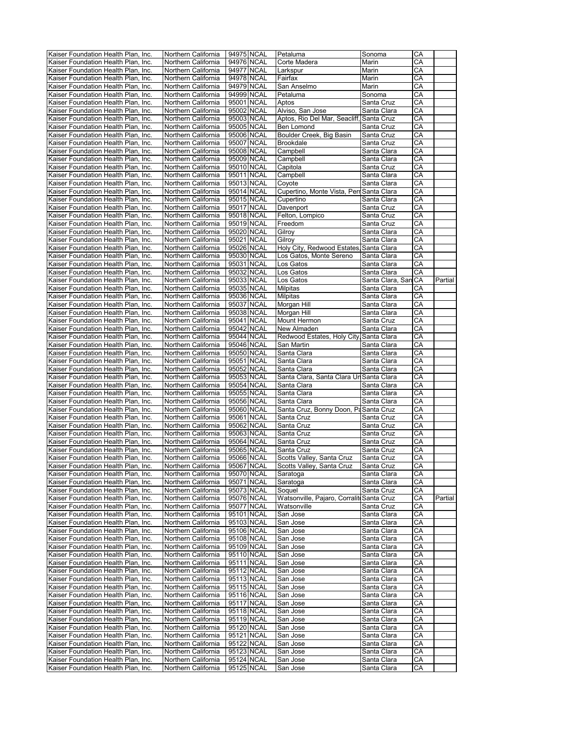| | | | | | | | |
|---|---|---|---|---|---|---|---|
| Kaiser Foundation Health Plan, Inc. | Northern California | 94975 | NCAL | Petaluma | Sonoma | CA | |
| Kaiser Foundation Health Plan, Inc. | Northern California | 94976 | NCAL | Corte Madera | Marin | CA | |
| Kaiser Foundation Health Plan, Inc. | Northern California | 94977 | NCAL | Larkspur | Marin | CA | |
| Kaiser Foundation Health Plan, Inc. | Northern California | 94978 | NCAL | Fairfax | Marin | CA | |
| Kaiser Foundation Health Plan, Inc. | Northern California | 94979 | NCAL | San Anselmo | Marin | CA | |
| Kaiser Foundation Health Plan, Inc. | Northern California | 94999 | NCAL | Petaluma | Sonoma | CA | |
| Kaiser Foundation Health Plan, Inc. | Northern California | 95001 | NCAL | Aptos | Santa Cruz | CA | |
| Kaiser Foundation Health Plan, Inc. | Northern California | 95002 | NCAL | Alviso, San Jose | Santa Clara | CA | |
| Kaiser Foundation Health Plan, Inc. | Northern California | 95003 | NCAL | Aptos, Rio Del Mar, Seacliff, | Santa Cruz | CA | |
| Kaiser Foundation Health Plan, Inc. | Northern California | 95005 | NCAL | Ben Lomond | Santa Cruz | CA | |
| Kaiser Foundation Health Plan, Inc. | Northern California | 95006 | NCAL | Boulder Creek, Big Basin | Santa Cruz | CA | |
| Kaiser Foundation Health Plan, Inc. | Northern California | 95007 | NCAL | Brookdale | Santa Cruz | CA | |
| Kaiser Foundation Health Plan, Inc. | Northern California | 95008 | NCAL | Campbell | Santa Clara | CA | |
| Kaiser Foundation Health Plan, Inc. | Northern California | 95009 | NCAL | Campbell | Santa Clara | CA | |
| Kaiser Foundation Health Plan, Inc. | Northern California | 95010 | NCAL | Capitola | Santa Cruz | CA | |
| Kaiser Foundation Health Plan, Inc. | Northern California | 95011 | NCAL | Campbell | Santa Clara | CA | |
| Kaiser Foundation Health Plan, Inc. | Northern California | 95013 | NCAL | Coyote | Santa Clara | CA | |
| Kaiser Foundation Health Plan, Inc. | Northern California | 95014 | NCAL | Cupertino, Monte Vista, Perr | Santa Clara | CA | |
| Kaiser Foundation Health Plan, Inc. | Northern California | 95015 | NCAL | Cupertino | Santa Clara | CA | |
| Kaiser Foundation Health Plan, Inc. | Northern California | 95017 | NCAL | Davenport | Santa Cruz | CA | |
| Kaiser Foundation Health Plan, Inc. | Northern California | 95018 | NCAL | Felton, Lompico | Santa Cruz | CA | |
| Kaiser Foundation Health Plan, Inc. | Northern California | 95019 | NCAL | Freedom | Santa Cruz | CA | |
| Kaiser Foundation Health Plan, Inc. | Northern California | 95020 | NCAL | Gilroy | Santa Clara | CA | |
| Kaiser Foundation Health Plan, Inc. | Northern California | 95021 | NCAL | Gilroy | Santa Clara | CA | |
| Kaiser Foundation Health Plan, Inc. | Northern California | 95026 | NCAL | Holy City, Redwood Estates, | Santa Clara | CA | |
| Kaiser Foundation Health Plan, Inc. | Northern California | 95030 | NCAL | Los Gatos, Monte Sereno | Santa Clara | CA | |
| Kaiser Foundation Health Plan, Inc. | Northern California | 95031 | NCAL | Los Gatos | Santa Clara | CA | |
| Kaiser Foundation Health Plan, Inc. | Northern California | 95032 | NCAL | Los Gatos | Santa Clara | CA | |
| Kaiser Foundation Health Plan, Inc. | Northern California | 95033 | NCAL | Los Gatos | Santa Clara, San | CA | Partial |
| Kaiser Foundation Health Plan, Inc. | Northern California | 95035 | NCAL | Milpitas | Santa Clara | CA | |
| Kaiser Foundation Health Plan, Inc. | Northern California | 95036 | NCAL | Milpitas | Santa Clara | CA | |
| Kaiser Foundation Health Plan, Inc. | Northern California | 95037 | NCAL | Morgan Hill | Santa Clara | CA | |
| Kaiser Foundation Health Plan, Inc. | Northern California | 95038 | NCAL | Morgan Hill | Santa Clara | CA | |
| Kaiser Foundation Health Plan, Inc. | Northern California | 95041 | NCAL | Mount Hermon | Santa Cruz | CA | |
| Kaiser Foundation Health Plan, Inc. | Northern California | 95042 | NCAL | New Almaden | Santa Clara | CA | |
| Kaiser Foundation Health Plan, Inc. | Northern California | 95044 | NCAL | Redwood Estates, Holy City, | Santa Clara | CA | |
| Kaiser Foundation Health Plan, Inc. | Northern California | 95046 | NCAL | San Martin | Santa Clara | CA | |
| Kaiser Foundation Health Plan, Inc. | Northern California | 95050 | NCAL | Santa Clara | Santa Clara | CA | |
| Kaiser Foundation Health Plan, Inc. | Northern California | 95051 | NCAL | Santa Clara | Santa Clara | CA | |
| Kaiser Foundation Health Plan, Inc. | Northern California | 95052 | NCAL | Santa Clara | Santa Clara | CA | |
| Kaiser Foundation Health Plan, Inc. | Northern California | 95053 | NCAL | Santa Clara, Santa Clara Un | Santa Clara | CA | |
| Kaiser Foundation Health Plan, Inc. | Northern California | 95054 | NCAL | Santa Clara | Santa Clara | CA | |
| Kaiser Foundation Health Plan, Inc. | Northern California | 95055 | NCAL | Santa Clara | Santa Clara | CA | |
| Kaiser Foundation Health Plan, Inc. | Northern California | 95056 | NCAL | Santa Clara | Santa Clara | CA | |
| Kaiser Foundation Health Plan, Inc. | Northern California | 95060 | NCAL | Santa Cruz, Bonny Doon, Pa | Santa Cruz | CA | |
| Kaiser Foundation Health Plan, Inc. | Northern California | 95061 | NCAL | Santa Cruz | Santa Cruz | CA | |
| Kaiser Foundation Health Plan, Inc. | Northern California | 95062 | NCAL | Santa Cruz | Santa Cruz | CA | |
| Kaiser Foundation Health Plan, Inc. | Northern California | 95063 | NCAL | Santa Cruz | Santa Cruz | CA | |
| Kaiser Foundation Health Plan, Inc. | Northern California | 95064 | NCAL | Santa Cruz | Santa Cruz | CA | |
| Kaiser Foundation Health Plan, Inc. | Northern California | 95065 | NCAL | Santa Cruz | Santa Cruz | CA | |
| Kaiser Foundation Health Plan, Inc. | Northern California | 95066 | NCAL | Scotts Valley, Santa Cruz | Santa Cruz | CA | |
| Kaiser Foundation Health Plan, Inc. | Northern California | 95067 | NCAL | Scotts Valley, Santa Cruz | Santa Cruz | CA | |
| Kaiser Foundation Health Plan, Inc. | Northern California | 95070 | NCAL | Saratoga | Santa Clara | CA | |
| Kaiser Foundation Health Plan, Inc. | Northern California | 95071 | NCAL | Saratoga | Santa Clara | CA | |
| Kaiser Foundation Health Plan, Inc. | Northern California | 95073 | NCAL | Soquel | Santa Cruz | CA | |
| Kaiser Foundation Health Plan, Inc. | Northern California | 95076 | NCAL | Watsonville, Pajaro, Corralit | Santa Cruz | CA | Partial |
| Kaiser Foundation Health Plan, Inc. | Northern California | 95077 | NCAL | Watsonville | Santa Cruz | CA | |
| Kaiser Foundation Health Plan, Inc. | Northern California | 95101 | NCAL | San Jose | Santa Clara | CA | |
| Kaiser Foundation Health Plan, Inc. | Northern California | 95103 | NCAL | San Jose | Santa Clara | CA | |
| Kaiser Foundation Health Plan, Inc. | Northern California | 95106 | NCAL | San Jose | Santa Clara | CA | |
| Kaiser Foundation Health Plan, Inc. | Northern California | 95108 | NCAL | San Jose | Santa Clara | CA | |
| Kaiser Foundation Health Plan, Inc. | Northern California | 95109 | NCAL | San Jose | Santa Clara | CA | |
| Kaiser Foundation Health Plan, Inc. | Northern California | 95110 | NCAL | San Jose | Santa Clara | CA | |
| Kaiser Foundation Health Plan, Inc. | Northern California | 95111 | NCAL | San Jose | Santa Clara | CA | |
| Kaiser Foundation Health Plan, Inc. | Northern California | 95112 | NCAL | San Jose | Santa Clara | CA | |
| Kaiser Foundation Health Plan, Inc. | Northern California | 95113 | NCAL | San Jose | Santa Clara | CA | |
| Kaiser Foundation Health Plan, Inc. | Northern California | 95115 | NCAL | San Jose | Santa Clara | CA | |
| Kaiser Foundation Health Plan, Inc. | Northern California | 95116 | NCAL | San Jose | Santa Clara | CA | |
| Kaiser Foundation Health Plan, Inc. | Northern California | 95117 | NCAL | San Jose | Santa Clara | CA | |
| Kaiser Foundation Health Plan, Inc. | Northern California | 95118 | NCAL | San Jose | Santa Clara | CA | |
| Kaiser Foundation Health Plan, Inc. | Northern California | 95119 | NCAL | San Jose | Santa Clara | CA | |
| Kaiser Foundation Health Plan, Inc. | Northern California | 95120 | NCAL | San Jose | Santa Clara | CA | |
| Kaiser Foundation Health Plan, Inc. | Northern California | 95121 | NCAL | San Jose | Santa Clara | CA | |
| Kaiser Foundation Health Plan, Inc. | Northern California | 95122 | NCAL | San Jose | Santa Clara | CA | |
| Kaiser Foundation Health Plan, Inc. | Northern California | 95123 | NCAL | San Jose | Santa Clara | CA | |
| Kaiser Foundation Health Plan, Inc. | Northern California | 95124 | NCAL | San Jose | Santa Clara | CA | |
| Kaiser Foundation Health Plan, Inc. | Northern California | 95125 | NCAL | San Jose | Santa Clara | CA | |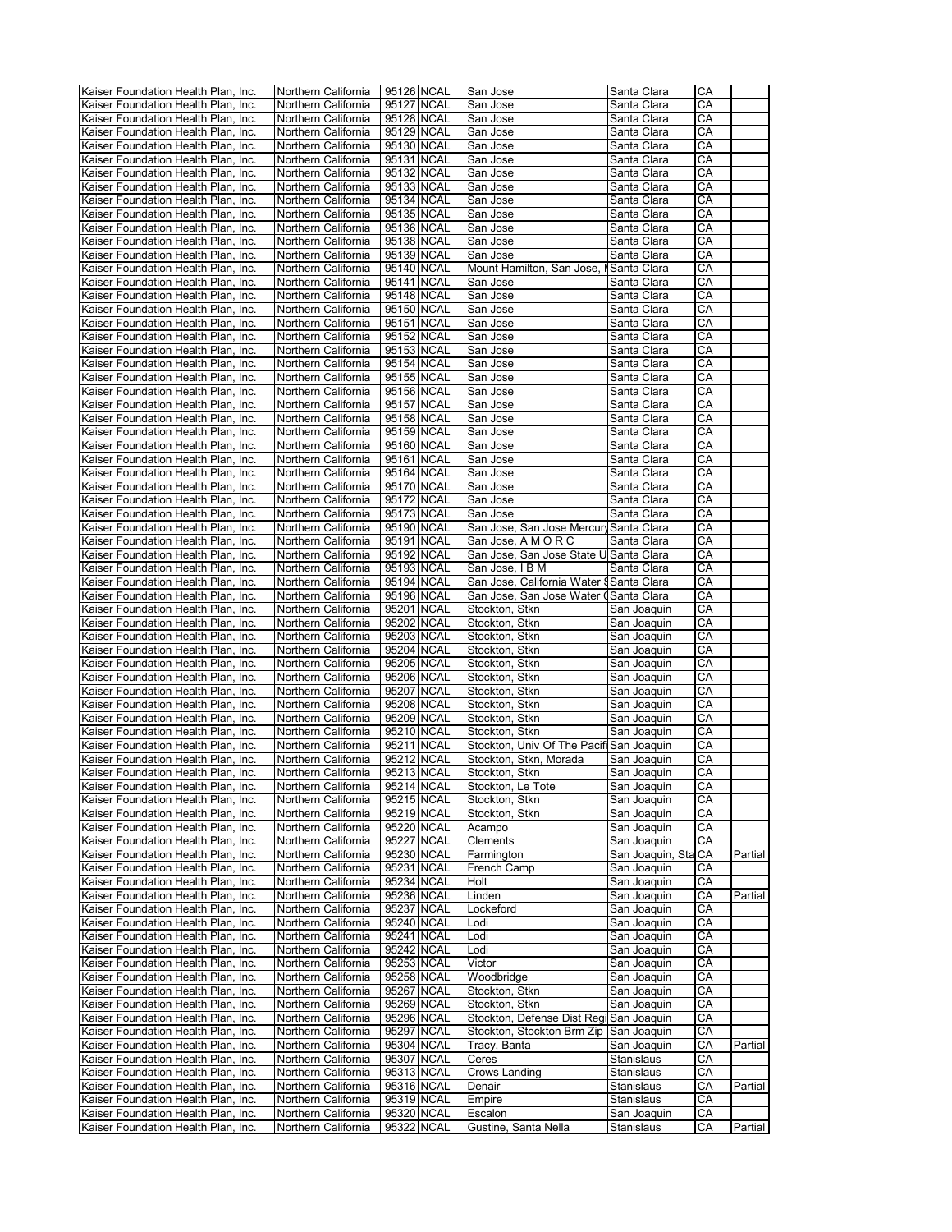| Kaiser Foundation Health Plan, Inc. | Northern California | 95126 | NCAL | San Jose | Santa Clara | CA | |
|---|---|---|---|---|---|---|---|
| Kaiser Foundation Health Plan, Inc. | Northern California | 95127 | NCAL | San Jose | Santa Clara | CA | |
| Kaiser Foundation Health Plan, Inc. | Northern California | 95128 | NCAL | San Jose | Santa Clara | CA | |
| Kaiser Foundation Health Plan, Inc. | Northern California | 95129 | NCAL | San Jose | Santa Clara | CA | |
| Kaiser Foundation Health Plan, Inc. | Northern California | 95130 | NCAL | San Jose | Santa Clara | CA | |
| Kaiser Foundation Health Plan, Inc. | Northern California | 95131 | NCAL | San Jose | Santa Clara | CA | |
| Kaiser Foundation Health Plan, Inc. | Northern California | 95132 | NCAL | San Jose | Santa Clara | CA | |
| Kaiser Foundation Health Plan, Inc. | Northern California | 95133 | NCAL | San Jose | Santa Clara | CA | |
| Kaiser Foundation Health Plan, Inc. | Northern California | 95134 | NCAL | San Jose | Santa Clara | CA | |
| Kaiser Foundation Health Plan, Inc. | Northern California | 95135 | NCAL | San Jose | Santa Clara | CA | |
| Kaiser Foundation Health Plan, Inc. | Northern California | 95136 | NCAL | San Jose | Santa Clara | CA | |
| Kaiser Foundation Health Plan, Inc. | Northern California | 95138 | NCAL | San Jose | Santa Clara | CA | |
| Kaiser Foundation Health Plan, Inc. | Northern California | 95139 | NCAL | San Jose | Santa Clara | CA | |
| Kaiser Foundation Health Plan, Inc. | Northern California | 95140 | NCAL | Mount Hamilton, San Jose, M | Santa Clara | CA | |
| Kaiser Foundation Health Plan, Inc. | Northern California | 95141 | NCAL | San Jose | Santa Clara | CA | |
| Kaiser Foundation Health Plan, Inc. | Northern California | 95148 | NCAL | San Jose | Santa Clara | CA | |
| Kaiser Foundation Health Plan, Inc. | Northern California | 95150 | NCAL | San Jose | Santa Clara | CA | |
| Kaiser Foundation Health Plan, Inc. | Northern California | 95151 | NCAL | San Jose | Santa Clara | CA | |
| Kaiser Foundation Health Plan, Inc. | Northern California | 95152 | NCAL | San Jose | Santa Clara | CA | |
| Kaiser Foundation Health Plan, Inc. | Northern California | 95153 | NCAL | San Jose | Santa Clara | CA | |
| Kaiser Foundation Health Plan, Inc. | Northern California | 95154 | NCAL | San Jose | Santa Clara | CA | |
| Kaiser Foundation Health Plan, Inc. | Northern California | 95155 | NCAL | San Jose | Santa Clara | CA | |
| Kaiser Foundation Health Plan, Inc. | Northern California | 95156 | NCAL | San Jose | Santa Clara | CA | |
| Kaiser Foundation Health Plan, Inc. | Northern California | 95157 | NCAL | San Jose | Santa Clara | CA | |
| Kaiser Foundation Health Plan, Inc. | Northern California | 95158 | NCAL | San Jose | Santa Clara | CA | |
| Kaiser Foundation Health Plan, Inc. | Northern California | 95159 | NCAL | San Jose | Santa Clara | CA | |
| Kaiser Foundation Health Plan, Inc. | Northern California | 95160 | NCAL | San Jose | Santa Clara | CA | |
| Kaiser Foundation Health Plan, Inc. | Northern California | 95161 | NCAL | San Jose | Santa Clara | CA | |
| Kaiser Foundation Health Plan, Inc. | Northern California | 95164 | NCAL | San Jose | Santa Clara | CA | |
| Kaiser Foundation Health Plan, Inc. | Northern California | 95170 | NCAL | San Jose | Santa Clara | CA | |
| Kaiser Foundation Health Plan, Inc. | Northern California | 95172 | NCAL | San Jose | Santa Clara | CA | |
| Kaiser Foundation Health Plan, Inc. | Northern California | 95173 | NCAL | San Jose | Santa Clara | CA | |
| Kaiser Foundation Health Plan, Inc. | Northern California | 95190 | NCAL | San Jose, San Jose Mercury | Santa Clara | CA | |
| Kaiser Foundation Health Plan, Inc. | Northern California | 95191 | NCAL | San Jose, A M O R C | Santa Clara | CA | |
| Kaiser Foundation Health Plan, Inc. | Northern California | 95192 | NCAL | San Jose, San Jose State U | Santa Clara | CA | |
| Kaiser Foundation Health Plan, Inc. | Northern California | 95193 | NCAL | San Jose, I B M | Santa Clara | CA | |
| Kaiser Foundation Health Plan, Inc. | Northern California | 95194 | NCAL | San Jose, California Water S | Santa Clara | CA | |
| Kaiser Foundation Health Plan, Inc. | Northern California | 95196 | NCAL | San Jose, San Jose Water C | Santa Clara | CA | |
| Kaiser Foundation Health Plan, Inc. | Northern California | 95201 | NCAL | Stockton, Stkn | San Joaquin | CA | |
| Kaiser Foundation Health Plan, Inc. | Northern California | 95202 | NCAL | Stockton, Stkn | San Joaquin | CA | |
| Kaiser Foundation Health Plan, Inc. | Northern California | 95203 | NCAL | Stockton, Stkn | San Joaquin | CA | |
| Kaiser Foundation Health Plan, Inc. | Northern California | 95204 | NCAL | Stockton, Stkn | San Joaquin | CA | |
| Kaiser Foundation Health Plan, Inc. | Northern California | 95205 | NCAL | Stockton, Stkn | San Joaquin | CA | |
| Kaiser Foundation Health Plan, Inc. | Northern California | 95206 | NCAL | Stockton, Stkn | San Joaquin | CA | |
| Kaiser Foundation Health Plan, Inc. | Northern California | 95207 | NCAL | Stockton, Stkn | San Joaquin | CA | |
| Kaiser Foundation Health Plan, Inc. | Northern California | 95208 | NCAL | Stockton, Stkn | San Joaquin | CA | |
| Kaiser Foundation Health Plan, Inc. | Northern California | 95209 | NCAL | Stockton, Stkn | San Joaquin | CA | |
| Kaiser Foundation Health Plan, Inc. | Northern California | 95210 | NCAL | Stockton, Stkn | San Joaquin | CA | |
| Kaiser Foundation Health Plan, Inc. | Northern California | 95211 | NCAL | Stockton, Univ Of The Pacifi | San Joaquin | CA | |
| Kaiser Foundation Health Plan, Inc. | Northern California | 95212 | NCAL | Stockton, Stkn, Morada | San Joaquin | CA | |
| Kaiser Foundation Health Plan, Inc. | Northern California | 95213 | NCAL | Stockton, Stkn | San Joaquin | CA | |
| Kaiser Foundation Health Plan, Inc. | Northern California | 95214 | NCAL | Stockton, Le Tote | San Joaquin | CA | |
| Kaiser Foundation Health Plan, Inc. | Northern California | 95215 | NCAL | Stockton, Stkn | San Joaquin | CA | |
| Kaiser Foundation Health Plan, Inc. | Northern California | 95219 | NCAL | Stockton, Stkn | San Joaquin | CA | |
| Kaiser Foundation Health Plan, Inc. | Northern California | 95220 | NCAL | Acampo | San Joaquin | CA | |
| Kaiser Foundation Health Plan, Inc. | Northern California | 95227 | NCAL | Clements | San Joaquin | CA | |
| Kaiser Foundation Health Plan, Inc. | Northern California | 95230 | NCAL | Farmington | San Joaquin, Sta | CA | Partial |
| Kaiser Foundation Health Plan, Inc. | Northern California | 95231 | NCAL | French Camp | San Joaquin | CA | |
| Kaiser Foundation Health Plan, Inc. | Northern California | 95234 | NCAL | Holt | San Joaquin | CA | |
| Kaiser Foundation Health Plan, Inc. | Northern California | 95236 | NCAL | Linden | San Joaquin | CA | Partial |
| Kaiser Foundation Health Plan, Inc. | Northern California | 95237 | NCAL | Lockeford | San Joaquin | CA | |
| Kaiser Foundation Health Plan, Inc. | Northern California | 95240 | NCAL | Lodi | San Joaquin | CA | |
| Kaiser Foundation Health Plan, Inc. | Northern California | 95241 | NCAL | Lodi | San Joaquin | CA | |
| Kaiser Foundation Health Plan, Inc. | Northern California | 95242 | NCAL | Lodi | San Joaquin | CA | |
| Kaiser Foundation Health Plan, Inc. | Northern California | 95253 | NCAL | Victor | San Joaquin | CA | |
| Kaiser Foundation Health Plan, Inc. | Northern California | 95258 | NCAL | Woodbridge | San Joaquin | CA | |
| Kaiser Foundation Health Plan, Inc. | Northern California | 95267 | NCAL | Stockton, Stkn | San Joaquin | CA | |
| Kaiser Foundation Health Plan, Inc. | Northern California | 95269 | NCAL | Stockton, Stkn | San Joaquin | CA | |
| Kaiser Foundation Health Plan, Inc. | Northern California | 95296 | NCAL | Stockton, Defense Dist Regi | San Joaquin | CA | |
| Kaiser Foundation Health Plan, Inc. | Northern California | 95297 | NCAL | Stockton, Stockton Brm Zip | San Joaquin | CA | |
| Kaiser Foundation Health Plan, Inc. | Northern California | 95304 | NCAL | Tracy, Banta | San Joaquin | CA | Partial |
| Kaiser Foundation Health Plan, Inc. | Northern California | 95307 | NCAL | Ceres | Stanislaus | CA | |
| Kaiser Foundation Health Plan, Inc. | Northern California | 95313 | NCAL | Crows Landing | Stanislaus | CA | |
| Kaiser Foundation Health Plan, Inc. | Northern California | 95316 | NCAL | Denair | Stanislaus | CA | Partial |
| Kaiser Foundation Health Plan, Inc. | Northern California | 95319 | NCAL | Empire | Stanislaus | CA | |
| Kaiser Foundation Health Plan, Inc. | Northern California | 95320 | NCAL | Escalon | San Joaquin | CA | |
| Kaiser Foundation Health Plan, Inc. | Northern California | 95322 | NCAL | Gustine, Santa Nella | Stanislaus | CA | Partial |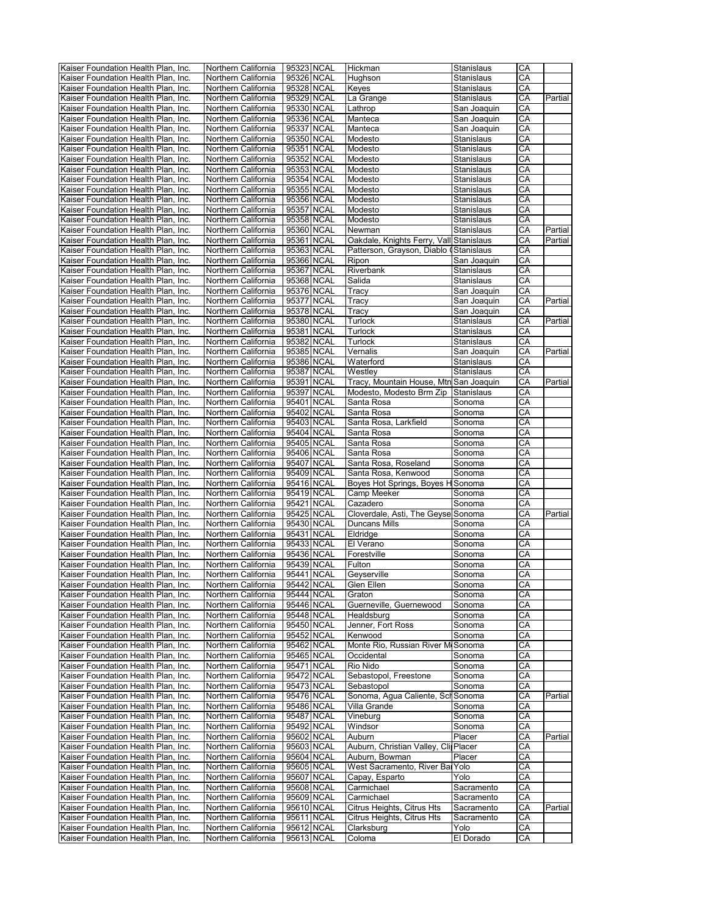| Kaiser Foundation Health Plan, Inc. | Northern California | 95323 | NCAL | Hickman | Stanislaus | CA | |
|---|---|---|---|---|---|---|---|
| Kaiser Foundation Health Plan, Inc. | Northern California | 95326 | NCAL | Hughson | Stanislaus | CA | |
| Kaiser Foundation Health Plan, Inc. | Northern California | 95328 | NCAL | Keyes | Stanislaus | CA | |
| Kaiser Foundation Health Plan, Inc. | Northern California | 95329 | NCAL | La Grange | Stanislaus | CA | Partial |
| Kaiser Foundation Health Plan, Inc. | Northern California | 95330 | NCAL | Lathrop | San Joaquin | CA | |
| Kaiser Foundation Health Plan, Inc. | Northern California | 95336 | NCAL | Manteca | San Joaquin | CA | |
| Kaiser Foundation Health Plan, Inc. | Northern California | 95337 | NCAL | Manteca | San Joaquin | CA | |
| Kaiser Foundation Health Plan, Inc. | Northern California | 95350 | NCAL | Modesto | Stanislaus | CA | |
| Kaiser Foundation Health Plan, Inc. | Northern California | 95351 | NCAL | Modesto | Stanislaus | CA | |
| Kaiser Foundation Health Plan, Inc. | Northern California | 95352 | NCAL | Modesto | Stanislaus | CA | |
| Kaiser Foundation Health Plan, Inc. | Northern California | 95353 | NCAL | Modesto | Stanislaus | CA | |
| Kaiser Foundation Health Plan, Inc. | Northern California | 95354 | NCAL | Modesto | Stanislaus | CA | |
| Kaiser Foundation Health Plan, Inc. | Northern California | 95355 | NCAL | Modesto | Stanislaus | CA | |
| Kaiser Foundation Health Plan, Inc. | Northern California | 95356 | NCAL | Modesto | Stanislaus | CA | |
| Kaiser Foundation Health Plan, Inc. | Northern California | 95357 | NCAL | Modesto | Stanislaus | CA | |
| Kaiser Foundation Health Plan, Inc. | Northern California | 95358 | NCAL | Modesto | Stanislaus | CA | |
| Kaiser Foundation Health Plan, Inc. | Northern California | 95360 | NCAL | Newman | Stanislaus | CA | Partial |
| Kaiser Foundation Health Plan, Inc. | Northern California | 95361 | NCAL | Oakdale, Knights Ferry, Vall | Stanislaus | CA | Partial |
| Kaiser Foundation Health Plan, Inc. | Northern California | 95363 | NCAL | Patterson, Grayson, Diablo ( | Stanislaus | CA | |
| Kaiser Foundation Health Plan, Inc. | Northern California | 95366 | NCAL | Ripon | San Joaquin | CA | |
| Kaiser Foundation Health Plan, Inc. | Northern California | 95367 | NCAL | Riverbank | Stanislaus | CA | |
| Kaiser Foundation Health Plan, Inc. | Northern California | 95368 | NCAL | Salida | Stanislaus | CA | |
| Kaiser Foundation Health Plan, Inc. | Northern California | 95376 | NCAL | Tracy | San Joaquin | CA | |
| Kaiser Foundation Health Plan, Inc. | Northern California | 95377 | NCAL | Tracy | San Joaquin | CA | Partial |
| Kaiser Foundation Health Plan, Inc. | Northern California | 95378 | NCAL | Tracy | San Joaquin | CA | |
| Kaiser Foundation Health Plan, Inc. | Northern California | 95380 | NCAL | Turlock | Stanislaus | CA | Partial |
| Kaiser Foundation Health Plan, Inc. | Northern California | 95381 | NCAL | Turlock | Stanislaus | CA | |
| Kaiser Foundation Health Plan, Inc. | Northern California | 95382 | NCAL | Turlock | Stanislaus | CA | |
| Kaiser Foundation Health Plan, Inc. | Northern California | 95385 | NCAL | Vernalis | San Joaquin | CA | Partial |
| Kaiser Foundation Health Plan, Inc. | Northern California | 95386 | NCAL | Waterford | Stanislaus | CA | |
| Kaiser Foundation Health Plan, Inc. | Northern California | 95387 | NCAL | Westley | Stanislaus | CA | |
| Kaiser Foundation Health Plan, Inc. | Northern California | 95391 | NCAL | Tracy, Mountain House, Mtn | San Joaquin | CA | Partial |
| Kaiser Foundation Health Plan, Inc. | Northern California | 95397 | NCAL | Modesto, Modesto Brm Zip | Stanislaus | CA | |
| Kaiser Foundation Health Plan, Inc. | Northern California | 95401 | NCAL | Santa Rosa | Sonoma | CA | |
| Kaiser Foundation Health Plan, Inc. | Northern California | 95402 | NCAL | Santa Rosa | Sonoma | CA | |
| Kaiser Foundation Health Plan, Inc. | Northern California | 95403 | NCAL | Santa Rosa, Larkfield | Sonoma | CA | |
| Kaiser Foundation Health Plan, Inc. | Northern California | 95404 | NCAL | Santa Rosa | Sonoma | CA | |
| Kaiser Foundation Health Plan, Inc. | Northern California | 95405 | NCAL | Santa Rosa | Sonoma | CA | |
| Kaiser Foundation Health Plan, Inc. | Northern California | 95406 | NCAL | Santa Rosa | Sonoma | CA | |
| Kaiser Foundation Health Plan, Inc. | Northern California | 95407 | NCAL | Santa Rosa, Roseland | Sonoma | CA | |
| Kaiser Foundation Health Plan, Inc. | Northern California | 95409 | NCAL | Santa Rosa, Kenwood | Sonoma | CA | |
| Kaiser Foundation Health Plan, Inc. | Northern California | 95416 | NCAL | Boyes Hot Springs, Boyes H | Sonoma | CA | |
| Kaiser Foundation Health Plan, Inc. | Northern California | 95419 | NCAL | Camp Meeker | Sonoma | CA | |
| Kaiser Foundation Health Plan, Inc. | Northern California | 95421 | NCAL | Cazadero | Sonoma | CA | |
| Kaiser Foundation Health Plan, Inc. | Northern California | 95425 | NCAL | Cloverdale, Asti, The Geyse | Sonoma | CA | Partial |
| Kaiser Foundation Health Plan, Inc. | Northern California | 95430 | NCAL | Duncans Mills | Sonoma | CA | |
| Kaiser Foundation Health Plan, Inc. | Northern California | 95431 | NCAL | Eldridge | Sonoma | CA | |
| Kaiser Foundation Health Plan, Inc. | Northern California | 95433 | NCAL | El Verano | Sonoma | CA | |
| Kaiser Foundation Health Plan, Inc. | Northern California | 95436 | NCAL | Forestville | Sonoma | CA | |
| Kaiser Foundation Health Plan, Inc. | Northern California | 95439 | NCAL | Fulton | Sonoma | CA | |
| Kaiser Foundation Health Plan, Inc. | Northern California | 95441 | NCAL | Geyserville | Sonoma | CA | |
| Kaiser Foundation Health Plan, Inc. | Northern California | 95442 | NCAL | Glen Ellen | Sonoma | CA | |
| Kaiser Foundation Health Plan, Inc. | Northern California | 95444 | NCAL | Graton | Sonoma | CA | |
| Kaiser Foundation Health Plan, Inc. | Northern California | 95446 | NCAL | Guerneville, Guernewood | Sonoma | CA | |
| Kaiser Foundation Health Plan, Inc. | Northern California | 95448 | NCAL | Healdsburg | Sonoma | CA | |
| Kaiser Foundation Health Plan, Inc. | Northern California | 95450 | NCAL | Jenner, Fort Ross | Sonoma | CA | |
| Kaiser Foundation Health Plan, Inc. | Northern California | 95452 | NCAL | Kenwood | Sonoma | CA | |
| Kaiser Foundation Health Plan, Inc. | Northern California | 95462 | NCAL | Monte Rio, Russian River M | Sonoma | CA | |
| Kaiser Foundation Health Plan, Inc. | Northern California | 95465 | NCAL | Occidental | Sonoma | CA | |
| Kaiser Foundation Health Plan, Inc. | Northern California | 95471 | NCAL | Rio Nido | Sonoma | CA | |
| Kaiser Foundation Health Plan, Inc. | Northern California | 95472 | NCAL | Sebastopol, Freestone | Sonoma | CA | |
| Kaiser Foundation Health Plan, Inc. | Northern California | 95473 | NCAL | Sebastopol | Sonoma | CA | |
| Kaiser Foundation Health Plan, Inc. | Northern California | 95476 | NCAL | Sonoma, Agua Caliente, Sch | Sonoma | CA | Partial |
| Kaiser Foundation Health Plan, Inc. | Northern California | 95486 | NCAL | Villa Grande | Sonoma | CA | |
| Kaiser Foundation Health Plan, Inc. | Northern California | 95487 | NCAL | Vineburg | Sonoma | CA | |
| Kaiser Foundation Health Plan, Inc. | Northern California | 95492 | NCAL | Windsor | Sonoma | CA | |
| Kaiser Foundation Health Plan, Inc. | Northern California | 95602 | NCAL | Auburn | Placer | CA | Partial |
| Kaiser Foundation Health Plan, Inc. | Northern California | 95603 | NCAL | Auburn, Christian Valley, Cli | Placer | CA | |
| Kaiser Foundation Health Plan, Inc. | Northern California | 95604 | NCAL | Auburn, Bowman | Placer | CA | |
| Kaiser Foundation Health Plan, Inc. | Northern California | 95605 | NCAL | West Sacramento, River Ba | Yolo | CA | |
| Kaiser Foundation Health Plan, Inc. | Northern California | 95607 | NCAL | Capay, Esparto | Yolo | CA | |
| Kaiser Foundation Health Plan, Inc. | Northern California | 95608 | NCAL | Carmichael | Sacramento | CA | |
| Kaiser Foundation Health Plan, Inc. | Northern California | 95609 | NCAL | Carmichael | Sacramento | CA | |
| Kaiser Foundation Health Plan, Inc. | Northern California | 95610 | NCAL | Citrus Heights, Citrus Hts | Sacramento | CA | Partial |
| Kaiser Foundation Health Plan, Inc. | Northern California | 95611 | NCAL | Citrus Heights, Citrus Hts | Sacramento | CA | |
| Kaiser Foundation Health Plan, Inc. | Northern California | 95612 | NCAL | Clarksburg | Yolo | CA | |
| Kaiser Foundation Health Plan, Inc. | Northern California | 95613 | NCAL | Coloma | El Dorado | CA | |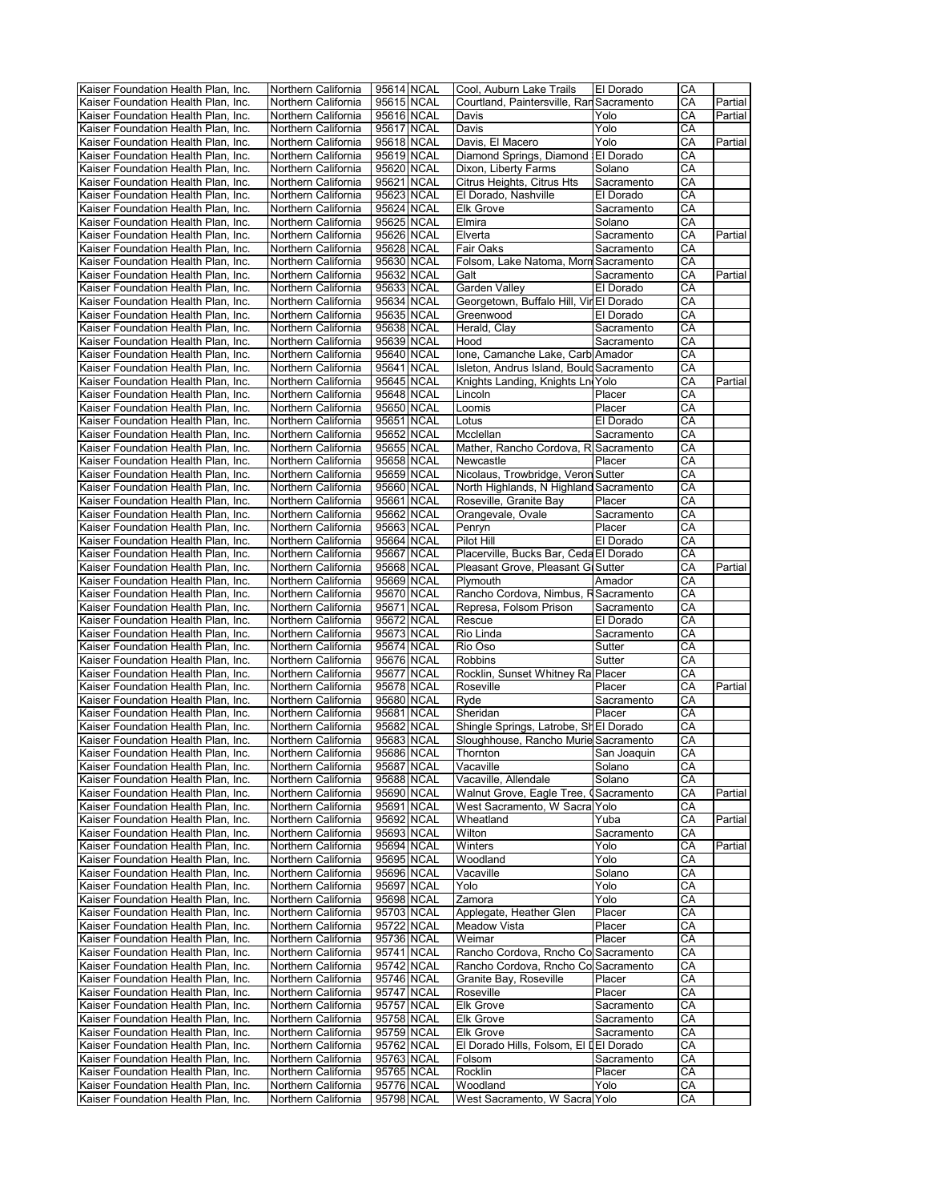| Kaiser Foundation Health Plan, Inc. | Northern California | 95614 | NCAL | Cool, Auburn Lake Trails | El Dorado | CA | |
|---|---|---|---|---|---|---|---|
| Kaiser Foundation Health Plan, Inc. | Northern California | 95615 | NCAL | Courtland, Paintersville, Ran | Sacramento | CA | Partial |
| Kaiser Foundation Health Plan, Inc. | Northern California | 95616 | NCAL | Davis | Yolo | CA | Partial |
| Kaiser Foundation Health Plan, Inc. | Northern California | 95617 | NCAL | Davis | Yolo | CA | |
| Kaiser Foundation Health Plan, Inc. | Northern California | 95618 | NCAL | Davis, El Macero | Yolo | CA | Partial |
| Kaiser Foundation Health Plan, Inc. | Northern California | 95619 | NCAL | Diamond Springs, Diamond | El Dorado | CA | |
| Kaiser Foundation Health Plan, Inc. | Northern California | 95620 | NCAL | Dixon, Liberty Farms | Solano | CA | |
| Kaiser Foundation Health Plan, Inc. | Northern California | 95621 | NCAL | Citrus Heights, Citrus Hts | Sacramento | CA | |
| Kaiser Foundation Health Plan, Inc. | Northern California | 95623 | NCAL | El Dorado, Nashville | El Dorado | CA | |
| Kaiser Foundation Health Plan, Inc. | Northern California | 95624 | NCAL | Elk Grove | Sacramento | CA | |
| Kaiser Foundation Health Plan, Inc. | Northern California | 95625 | NCAL | Elmira | Solano | CA | |
| Kaiser Foundation Health Plan, Inc. | Northern California | 95626 | NCAL | Elverta | Sacramento | CA | Partial |
| Kaiser Foundation Health Plan, Inc. | Northern California | 95628 | NCAL | Fair Oaks | Sacramento | CA | |
| Kaiser Foundation Health Plan, Inc. | Northern California | 95630 | NCAL | Folsom, Lake Natoma, Morm | Sacramento | CA | |
| Kaiser Foundation Health Plan, Inc. | Northern California | 95632 | NCAL | Galt | Sacramento | CA | Partial |
| Kaiser Foundation Health Plan, Inc. | Northern California | 95633 | NCAL | Garden Valley | El Dorado | CA | |
| Kaiser Foundation Health Plan, Inc. | Northern California | 95634 | NCAL | Georgetown, Buffalo Hill, Vir | El Dorado | CA | |
| Kaiser Foundation Health Plan, Inc. | Northern California | 95635 | NCAL | Greenwood | El Dorado | CA | |
| Kaiser Foundation Health Plan, Inc. | Northern California | 95638 | NCAL | Herald, Clay | Sacramento | CA | |
| Kaiser Foundation Health Plan, Inc. | Northern California | 95639 | NCAL | Hood | Sacramento | CA | |
| Kaiser Foundation Health Plan, Inc. | Northern California | 95640 | NCAL | Ione, Camanche Lake, Carb | Amador | CA | |
| Kaiser Foundation Health Plan, Inc. | Northern California | 95641 | NCAL | Isleton, Andrus Island, Bould | Sacramento | CA | |
| Kaiser Foundation Health Plan, Inc. | Northern California | 95645 | NCAL | Knights Landing, Knights Ln | Yolo | CA | Partial |
| Kaiser Foundation Health Plan, Inc. | Northern California | 95648 | NCAL | Lincoln | Placer | CA | |
| Kaiser Foundation Health Plan, Inc. | Northern California | 95650 | NCAL | Loomis | Placer | CA | |
| Kaiser Foundation Health Plan, Inc. | Northern California | 95651 | NCAL | Lotus | El Dorado | CA | |
| Kaiser Foundation Health Plan, Inc. | Northern California | 95652 | NCAL | Mcclellan | Sacramento | CA | |
| Kaiser Foundation Health Plan, Inc. | Northern California | 95655 | NCAL | Mather, Rancho Cordova, R | Sacramento | CA | |
| Kaiser Foundation Health Plan, Inc. | Northern California | 95658 | NCAL | Newcastle | Placer | CA | |
| Kaiser Foundation Health Plan, Inc. | Northern California | 95659 | NCAL | Nicolaus, Trowbridge, Veron | Sutter | CA | |
| Kaiser Foundation Health Plan, Inc. | Northern California | 95660 | NCAL | North Highlands, N Highland | Sacramento | CA | |
| Kaiser Foundation Health Plan, Inc. | Northern California | 95661 | NCAL | Roseville, Granite Bay | Placer | CA | |
| Kaiser Foundation Health Plan, Inc. | Northern California | 95662 | NCAL | Orangevale, Ovale | Sacramento | CA | |
| Kaiser Foundation Health Plan, Inc. | Northern California | 95663 | NCAL | Penryn | Placer | CA | |
| Kaiser Foundation Health Plan, Inc. | Northern California | 95664 | NCAL | Pilot Hill | El Dorado | CA | |
| Kaiser Foundation Health Plan, Inc. | Northern California | 95667 | NCAL | Placerville, Bucks Bar, Ceda | El Dorado | CA | |
| Kaiser Foundation Health Plan, Inc. | Northern California | 95668 | NCAL | Pleasant Grove, Pleasant G | Sutter | CA | Partial |
| Kaiser Foundation Health Plan, Inc. | Northern California | 95669 | NCAL | Plymouth | Amador | CA | |
| Kaiser Foundation Health Plan, Inc. | Northern California | 95670 | NCAL | Rancho Cordova, Nimbus, R | Sacramento | CA | |
| Kaiser Foundation Health Plan, Inc. | Northern California | 95671 | NCAL | Represa, Folsom Prison | Sacramento | CA | |
| Kaiser Foundation Health Plan, Inc. | Northern California | 95672 | NCAL | Rescue | El Dorado | CA | |
| Kaiser Foundation Health Plan, Inc. | Northern California | 95673 | NCAL | Rio Linda | Sacramento | CA | |
| Kaiser Foundation Health Plan, Inc. | Northern California | 95674 | NCAL | Rio Oso | Sutter | CA | |
| Kaiser Foundation Health Plan, Inc. | Northern California | 95676 | NCAL | Robbins | Sutter | CA | |
| Kaiser Foundation Health Plan, Inc. | Northern California | 95677 | NCAL | Rocklin, Sunset Whitney Ra | Placer | CA | |
| Kaiser Foundation Health Plan, Inc. | Northern California | 95678 | NCAL | Roseville | Placer | CA | Partial |
| Kaiser Foundation Health Plan, Inc. | Northern California | 95680 | NCAL | Ryde | Sacramento | CA | |
| Kaiser Foundation Health Plan, Inc. | Northern California | 95681 | NCAL | Sheridan | Placer | CA | |
| Kaiser Foundation Health Plan, Inc. | Northern California | 95682 | NCAL | Shingle Springs, Latrobe, Sh | El Dorado | CA | |
| Kaiser Foundation Health Plan, Inc. | Northern California | 95683 | NCAL | Sloughhouse, Rancho Murie | Sacramento | CA | |
| Kaiser Foundation Health Plan, Inc. | Northern California | 95686 | NCAL | Thornton | San Joaquin | CA | |
| Kaiser Foundation Health Plan, Inc. | Northern California | 95687 | NCAL | Vacaville | Solano | CA | |
| Kaiser Foundation Health Plan, Inc. | Northern California | 95688 | NCAL | Vacaville, Allendale | Solano | CA | |
| Kaiser Foundation Health Plan, Inc. | Northern California | 95690 | NCAL | Walnut Grove, Eagle Tree, ( | Sacramento | CA | Partial |
| Kaiser Foundation Health Plan, Inc. | Northern California | 95691 | NCAL | West Sacramento, W Sacra | Yolo | CA | |
| Kaiser Foundation Health Plan, Inc. | Northern California | 95692 | NCAL | Wheatland | Yuba | CA | Partial |
| Kaiser Foundation Health Plan, Inc. | Northern California | 95693 | NCAL | Wilton | Sacramento | CA | |
| Kaiser Foundation Health Plan, Inc. | Northern California | 95694 | NCAL | Winters | Yolo | CA | Partial |
| Kaiser Foundation Health Plan, Inc. | Northern California | 95695 | NCAL | Woodland | Yolo | CA | |
| Kaiser Foundation Health Plan, Inc. | Northern California | 95696 | NCAL | Vacaville | Solano | CA | |
| Kaiser Foundation Health Plan, Inc. | Northern California | 95697 | NCAL | Yolo | Yolo | CA | |
| Kaiser Foundation Health Plan, Inc. | Northern California | 95698 | NCAL | Zamora | Yolo | CA | |
| Kaiser Foundation Health Plan, Inc. | Northern California | 95703 | NCAL | Applegate, Heather Glen | Placer | CA | |
| Kaiser Foundation Health Plan, Inc. | Northern California | 95722 | NCAL | Meadow Vista | Placer | CA | |
| Kaiser Foundation Health Plan, Inc. | Northern California | 95736 | NCAL | Weimar | Placer | CA | |
| Kaiser Foundation Health Plan, Inc. | Northern California | 95741 | NCAL | Rancho Cordova, Rncho Co | Sacramento | CA | |
| Kaiser Foundation Health Plan, Inc. | Northern California | 95742 | NCAL | Rancho Cordova, Rncho Co | Sacramento | CA | |
| Kaiser Foundation Health Plan, Inc. | Northern California | 95746 | NCAL | Granite Bay, Roseville | Placer | CA | |
| Kaiser Foundation Health Plan, Inc. | Northern California | 95747 | NCAL | Roseville | Placer | CA | |
| Kaiser Foundation Health Plan, Inc. | Northern California | 95757 | NCAL | Elk Grove | Sacramento | CA | |
| Kaiser Foundation Health Plan, Inc. | Northern California | 95758 | NCAL | Elk Grove | Sacramento | CA | |
| Kaiser Foundation Health Plan, Inc. | Northern California | 95759 | NCAL | Elk Grove | Sacramento | CA | |
| Kaiser Foundation Health Plan, Inc. | Northern California | 95762 | NCAL | El Dorado Hills, Folsom, El D | El Dorado | CA | |
| Kaiser Foundation Health Plan, Inc. | Northern California | 95763 | NCAL | Folsom | Sacramento | CA | |
| Kaiser Foundation Health Plan, Inc. | Northern California | 95765 | NCAL | Rocklin | Placer | CA | |
| Kaiser Foundation Health Plan, Inc. | Northern California | 95776 | NCAL | Woodland | Yolo | CA | |
| Kaiser Foundation Health Plan, Inc. | Northern California | 95798 | NCAL | West Sacramento, W Sacra | Yolo | CA | |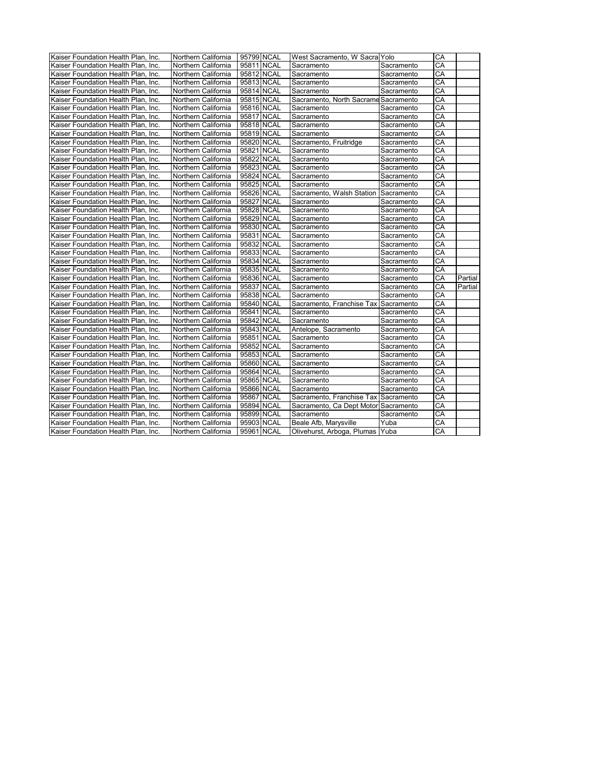| | | | | | | | |
|---|---|---|---|---|---|---|---|
| Kaiser Foundation Health Plan, Inc. | Northern California | 95799 | NCAL | West Sacramento, W Sacra | Yolo | CA | |
| Kaiser Foundation Health Plan, Inc. | Northern California | 95811 | NCAL | Sacramento | Sacramento | CA | |
| Kaiser Foundation Health Plan, Inc. | Northern California | 95812 | NCAL | Sacramento | Sacramento | CA | |
| Kaiser Foundation Health Plan, Inc. | Northern California | 95813 | NCAL | Sacramento | Sacramento | CA | |
| Kaiser Foundation Health Plan, Inc. | Northern California | 95814 | NCAL | Sacramento | Sacramento | CA | |
| Kaiser Foundation Health Plan, Inc. | Northern California | 95815 | NCAL | Sacramento, North Sacrame | Sacramento | CA | |
| Kaiser Foundation Health Plan, Inc. | Northern California | 95816 | NCAL | Sacramento | Sacramento | CA | |
| Kaiser Foundation Health Plan, Inc. | Northern California | 95817 | NCAL | Sacramento | Sacramento | CA | |
| Kaiser Foundation Health Plan, Inc. | Northern California | 95818 | NCAL | Sacramento | Sacramento | CA | |
| Kaiser Foundation Health Plan, Inc. | Northern California | 95819 | NCAL | Sacramento | Sacramento | CA | |
| Kaiser Foundation Health Plan, Inc. | Northern California | 95820 | NCAL | Sacramento, Fruitridge | Sacramento | CA | |
| Kaiser Foundation Health Plan, Inc. | Northern California | 95821 | NCAL | Sacramento | Sacramento | CA | |
| Kaiser Foundation Health Plan, Inc. | Northern California | 95822 | NCAL | Sacramento | Sacramento | CA | |
| Kaiser Foundation Health Plan, Inc. | Northern California | 95823 | NCAL | Sacramento | Sacramento | CA | |
| Kaiser Foundation Health Plan, Inc. | Northern California | 95824 | NCAL | Sacramento | Sacramento | CA | |
| Kaiser Foundation Health Plan, Inc. | Northern California | 95825 | NCAL | Sacramento | Sacramento | CA | |
| Kaiser Foundation Health Plan, Inc. | Northern California | 95826 | NCAL | Sacramento, Walsh Station | Sacramento | CA | |
| Kaiser Foundation Health Plan, Inc. | Northern California | 95827 | NCAL | Sacramento | Sacramento | CA | |
| Kaiser Foundation Health Plan, Inc. | Northern California | 95828 | NCAL | Sacramento | Sacramento | CA | |
| Kaiser Foundation Health Plan, Inc. | Northern California | 95829 | NCAL | Sacramento | Sacramento | CA | |
| Kaiser Foundation Health Plan, Inc. | Northern California | 95830 | NCAL | Sacramento | Sacramento | CA | |
| Kaiser Foundation Health Plan, Inc. | Northern California | 95831 | NCAL | Sacramento | Sacramento | CA | |
| Kaiser Foundation Health Plan, Inc. | Northern California | 95832 | NCAL | Sacramento | Sacramento | CA | |
| Kaiser Foundation Health Plan, Inc. | Northern California | 95833 | NCAL | Sacramento | Sacramento | CA | |
| Kaiser Foundation Health Plan, Inc. | Northern California | 95834 | NCAL | Sacramento | Sacramento | CA | |
| Kaiser Foundation Health Plan, Inc. | Northern California | 95835 | NCAL | Sacramento | Sacramento | CA | |
| Kaiser Foundation Health Plan, Inc. | Northern California | 95836 | NCAL | Sacramento | Sacramento | CA | Partial |
| Kaiser Foundation Health Plan, Inc. | Northern California | 95837 | NCAL | Sacramento | Sacramento | CA | Partial |
| Kaiser Foundation Health Plan, Inc. | Northern California | 95838 | NCAL | Sacramento | Sacramento | CA | |
| Kaiser Foundation Health Plan, Inc. | Northern California | 95840 | NCAL | Sacramento, Franchise Tax | Sacramento | CA | |
| Kaiser Foundation Health Plan, Inc. | Northern California | 95841 | NCAL | Sacramento | Sacramento | CA | |
| Kaiser Foundation Health Plan, Inc. | Northern California | 95842 | NCAL | Sacramento | Sacramento | CA | |
| Kaiser Foundation Health Plan, Inc. | Northern California | 95843 | NCAL | Antelope, Sacramento | Sacramento | CA | |
| Kaiser Foundation Health Plan, Inc. | Northern California | 95851 | NCAL | Sacramento | Sacramento | CA | |
| Kaiser Foundation Health Plan, Inc. | Northern California | 95852 | NCAL | Sacramento | Sacramento | CA | |
| Kaiser Foundation Health Plan, Inc. | Northern California | 95853 | NCAL | Sacramento | Sacramento | CA | |
| Kaiser Foundation Health Plan, Inc. | Northern California | 95860 | NCAL | Sacramento | Sacramento | CA | |
| Kaiser Foundation Health Plan, Inc. | Northern California | 95864 | NCAL | Sacramento | Sacramento | CA | |
| Kaiser Foundation Health Plan, Inc. | Northern California | 95865 | NCAL | Sacramento | Sacramento | CA | |
| Kaiser Foundation Health Plan, Inc. | Northern California | 95866 | NCAL | Sacramento | Sacramento | CA | |
| Kaiser Foundation Health Plan, Inc. | Northern California | 95867 | NCAL | Sacramento, Franchise Tax | Sacramento | CA | |
| Kaiser Foundation Health Plan, Inc. | Northern California | 95894 | NCAL | Sacramento, Ca Dept Motor | Sacramento | CA | |
| Kaiser Foundation Health Plan, Inc. | Northern California | 95899 | NCAL | Sacramento | Sacramento | CA | |
| Kaiser Foundation Health Plan, Inc. | Northern California | 95903 | NCAL | Beale Afb, Marysville | Yuba | CA | |
| Kaiser Foundation Health Plan, Inc. | Northern California | 95961 | NCAL | Olivehurst, Arboga, Plumas | Yuba | CA | |